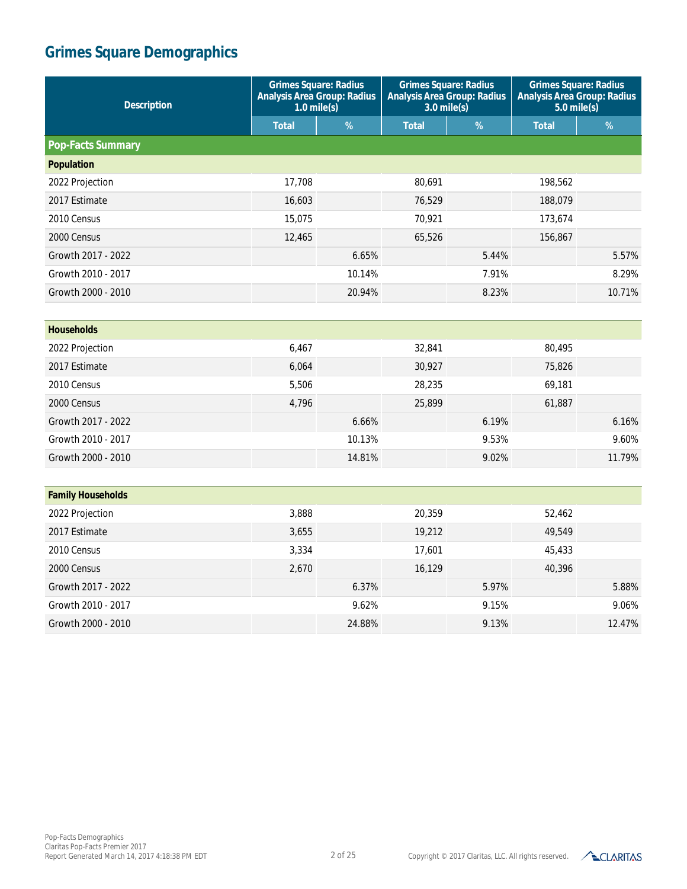# Grimes Square Demographics

| Description | Grimes Square: Radius Analysis Area Group: Radius 1.0 mile(s) | | Grimes Square: Radius Analysis Area Group: Radius 3.0 mile(s) | | Grimes Square: Radius Analysis Area Group: Radius 5.0 mile(s) | |
|---|---|---|---|---|---|---|
| | Total | % | Total | % | Total | % |
| **Pop-Facts Summary** | | | | | | |
| **Population** | | | | | | |
| 2022 Projection | 17,708 | | 80,691 | | 198,562 | |
| 2017 Estimate | 16,603 | | 76,529 | | 188,079 | |
| 2010 Census | 15,075 | | 70,921 | | 173,674 | |
| 2000 Census | 12,465 | | 65,526 | | 156,867 | |
| Growth 2017 - 2022 | | 6.65% | | 5.44% | | 5.57% |
| Growth 2010 - 2017 | | 10.14% | | 7.91% | | 8.29% |
| Growth 2000 - 2010 | | 20.94% | | 8.23% | | 10.71% |
| **Households** | | | | | | |
| 2022 Projection | 6,467 | | 32,841 | | 80,495 | |
| 2017 Estimate | 6,064 | | 30,927 | | 75,826 | |
| 2010 Census | 5,506 | | 28,235 | | 69,181 | |
| 2000 Census | 4,796 | | 25,899 | | 61,887 | |
| Growth 2017 - 2022 | | 6.66% | | 6.19% | | 6.16% |
| Growth 2010 - 2017 | | 10.13% | | 9.53% | | 9.60% |
| Growth 2000 - 2010 | | 14.81% | | 9.02% | | 11.79% |
| **Family Households** | | | | | | |
| 2022 Projection | 3,888 | | 20,359 | | 52,462 | |
| 2017 Estimate | 3,655 | | 19,212 | | 49,549 | |
| 2010 Census | 3,334 | | 17,601 | | 45,433 | |
| 2000 Census | 2,670 | | 16,129 | | 40,396 | |
| Growth 2017 - 2022 | | 6.37% | | 5.97% | | 5.88% |
| Growth 2010 - 2017 | | 9.62% | | 9.15% | | 9.06% |
| Growth 2000 - 2010 | | 24.88% | | 9.13% | | 12.47% |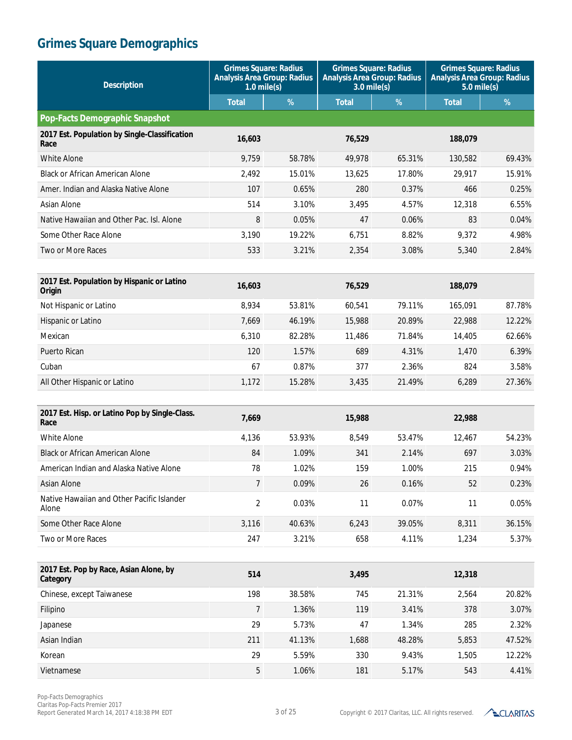# Grimes Square Demographics

| Description | Grimes Square: Radius Analysis Area Group: Radius 1.0 mile(s) | | Grimes Square: Radius Analysis Area Group: Radius 3.0 mile(s) | | Grimes Square: Radius Analysis Area Group: Radius 5.0 mile(s) | |
|---|---|---|---|---|---|---|
| | Total | % | Total | % | Total | % |
| **Pop-Facts Demographic Snapshot** | | | | | | |
| **2017 Est. Population by Single-Classification Race** | **16,603** | | **76,529** | | **188,079** | |
| White Alone | 9,759 | 58.78% | 49,978 | 65.31% | 130,582 | 69.43% |
| Black or African American Alone | 2,492 | 15.01% | 13,625 | 17.80% | 29,917 | 15.91% |
| Amer. Indian and Alaska Native Alone | 107 | 0.65% | 280 | 0.37% | 466 | 0.25% |
| Asian Alone | 514 | 3.10% | 3,495 | 4.57% | 12,318 | 6.55% |
| Native Hawaiian and Other Pac. Isl. Alone | 8 | 0.05% | 47 | 0.06% | 83 | 0.04% |
| Some Other Race Alone | 3,190 | 19.22% | 6,751 | 8.82% | 9,372 | 4.98% |
| Two or More Races | 533 | 3.21% | 2,354 | 3.08% | 5,340 | 2.84% |
| **2017 Est. Population by Hispanic or Latino Origin** | **16,603** | | **76,529** | | **188,079** | |
| Not Hispanic or Latino | 8,934 | 53.81% | 60,541 | 79.11% | 165,091 | 87.78% |
| Hispanic or Latino | 7,669 | 46.19% | 15,988 | 20.89% | 22,988 | 12.22% |
| Mexican | 6,310 | 82.28% | 11,486 | 71.84% | 14,405 | 62.66% |
| Puerto Rican | 120 | 1.57% | 689 | 4.31% | 1,470 | 6.39% |
| Cuban | 67 | 0.87% | 377 | 2.36% | 824 | 3.58% |
| All Other Hispanic or Latino | 1,172 | 15.28% | 3,435 | 21.49% | 6,289 | 27.36% |
| **2017 Est. Hisp. or Latino Pop by Single-Class. Race** | **7,669** | | **15,988** | | **22,988** | |
| White Alone | 4,136 | 53.93% | 8,549 | 53.47% | 12,467 | 54.23% |
| Black or African American Alone | 84 | 1.09% | 341 | 2.14% | 697 | 3.03% |
| American Indian and Alaska Native Alone | 78 | 1.02% | 159 | 1.00% | 215 | 0.94% |
| Asian Alone | 7 | 0.09% | 26 | 0.16% | 52 | 0.23% |
| Native Hawaiian and Other Pacific Islander Alone | 2 | 0.03% | 11 | 0.07% | 11 | 0.05% |
| Some Other Race Alone | 3,116 | 40.63% | 6,243 | 39.05% | 8,311 | 36.15% |
| Two or More Races | 247 | 3.21% | 658 | 4.11% | 1,234 | 5.37% |
| **2017 Est. Pop by Race, Asian Alone, by Category** | **514** | | **3,495** | | **12,318** | |
| Chinese, except Taiwanese | 198 | 38.58% | 745 | 21.31% | 2,564 | 20.82% |
| Filipino | 7 | 1.36% | 119 | 3.41% | 378 | 3.07% |
| Japanese | 29 | 5.73% | 47 | 1.34% | 285 | 2.32% |
| Asian Indian | 211 | 41.13% | 1,688 | 48.28% | 5,853 | 47.52% |
| Korean | 29 | 5.59% | 330 | 9.43% | 1,505 | 12.22% |
| Vietnamese | 5 | 1.06% | 181 | 5.17% | 543 | 4.41% |

Pop-Facts Demographics
Claritas Pop-Facts Premier 2017
Report Generated March 14, 2017 4:18:38 PM EDT

Copyright © 2017 Claritas, LLC. All rights reserved.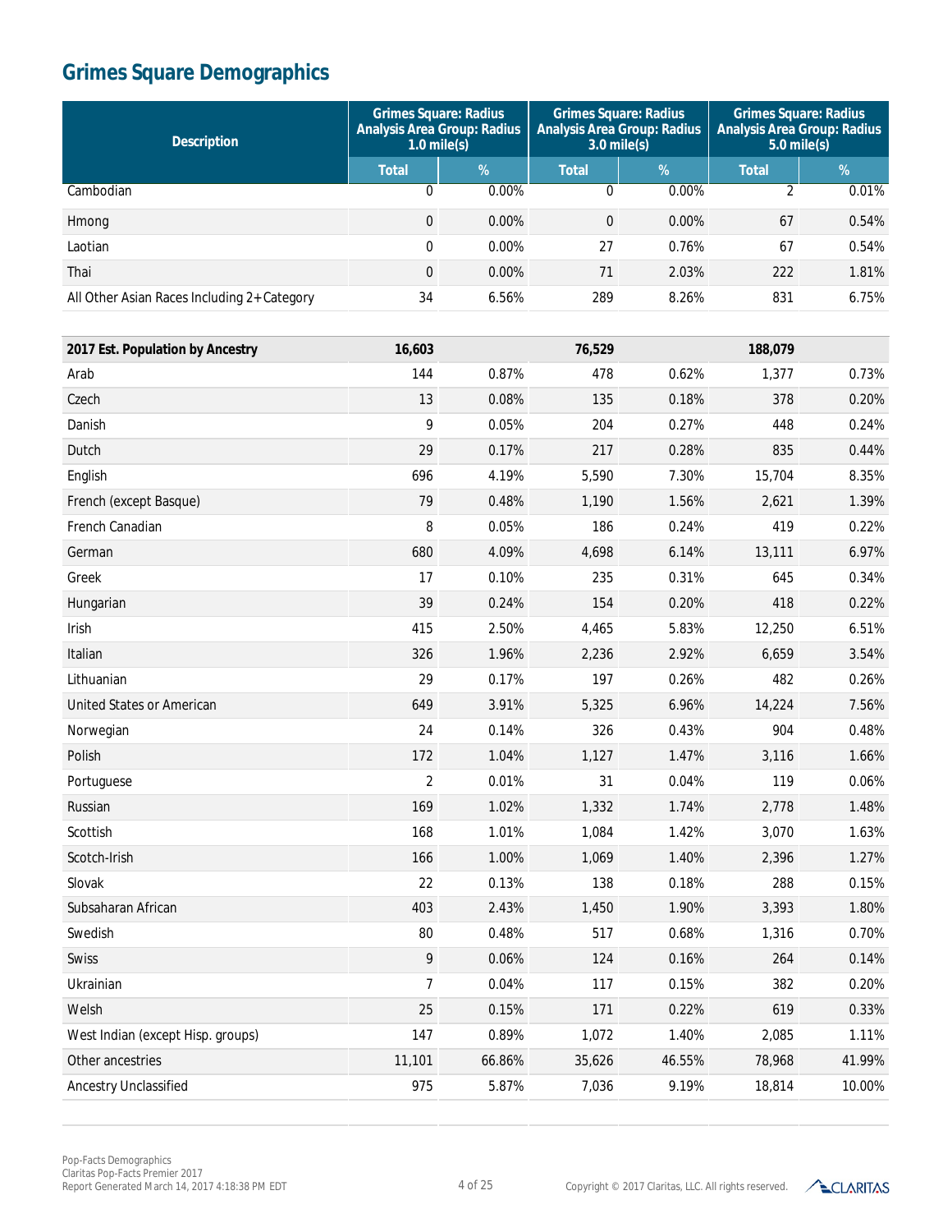# Grimes Square Demographics

| Description | Grimes Square: Radius Analysis Area Group: Radius 1.0 mile(s) | | Grimes Square: Radius Analysis Area Group: Radius 3.0 mile(s) | | Grimes Square: Radius Analysis Area Group: Radius 5.0 mile(s) | |
|---|---|---|---|---|---|---|
| | Total | % | Total | % | Total | % |
| Cambodian | 0 | 0.00% | 0 | 0.00% | 2 | 0.01% |
| Hmong | 0 | 0.00% | 0 | 0.00% | 67 | 0.54% |
| Laotian | 0 | 0.00% | 27 | 0.76% | 67 | 0.54% |
| Thai | 0 | 0.00% | 71 | 2.03% | 222 | 1.81% |
| All Other Asian Races Including 2+ Category | 34 | 6.56% | 289 | 8.26% | 831 | 6.75% |
| **2017 Est. Population by Ancestry** | **16,603** | | **76,529** | | **188,079** | |
| Arab | 144 | 0.87% | 478 | 0.62% | 1,377 | 0.73% |
| Czech | 13 | 0.08% | 135 | 0.18% | 378 | 0.20% |
| Danish | 9 | 0.05% | 204 | 0.27% | 448 | 0.24% |
| Dutch | 29 | 0.17% | 217 | 0.28% | 835 | 0.44% |
| English | 696 | 4.19% | 5,590 | 7.30% | 15,704 | 8.35% |
| French (except Basque) | 79 | 0.48% | 1,190 | 1.56% | 2,621 | 1.39% |
| French Canadian | 8 | 0.05% | 186 | 0.24% | 419 | 0.22% |
| German | 680 | 4.09% | 4,698 | 6.14% | 13,111 | 6.97% |
| Greek | 17 | 0.10% | 235 | 0.31% | 645 | 0.34% |
| Hungarian | 39 | 0.24% | 154 | 0.20% | 418 | 0.22% |
| Irish | 415 | 2.50% | 4,465 | 5.83% | 12,250 | 6.51% |
| Italian | 326 | 1.96% | 2,236 | 2.92% | 6,659 | 3.54% |
| Lithuanian | 29 | 0.17% | 197 | 0.26% | 482 | 0.26% |
| United States or American | 649 | 3.91% | 5,325 | 6.96% | 14,224 | 7.56% |
| Norwegian | 24 | 0.14% | 326 | 0.43% | 904 | 0.48% |
| Polish | 172 | 1.04% | 1,127 | 1.47% | 3,116 | 1.66% |
| Portuguese | 2 | 0.01% | 31 | 0.04% | 119 | 0.06% |
| Russian | 169 | 1.02% | 1,332 | 1.74% | 2,778 | 1.48% |
| Scottish | 168 | 1.01% | 1,084 | 1.42% | 3,070 | 1.63% |
| Scotch-Irish | 166 | 1.00% | 1,069 | 1.40% | 2,396 | 1.27% |
| Slovak | 22 | 0.13% | 138 | 0.18% | 288 | 0.15% |
| Subsaharan African | 403 | 2.43% | 1,450 | 1.90% | 3,393 | 1.80% |
| Swedish | 80 | 0.48% | 517 | 0.68% | 1,316 | 0.70% |
| Swiss | 9 | 0.06% | 124 | 0.16% | 264 | 0.14% |
| Ukrainian | 7 | 0.04% | 117 | 0.15% | 382 | 0.20% |
| Welsh | 25 | 0.15% | 171 | 0.22% | 619 | 0.33% |
| West Indian (except Hisp. groups) | 147 | 0.89% | 1,072 | 1.40% | 2,085 | 1.11% |
| Other ancestries | 11,101 | 66.86% | 35,626 | 46.55% | 78,968 | 41.99% |
| Ancestry Unclassified | 975 | 5.87% | 7,036 | 9.19% | 18,814 | 10.00% |

Pop-Facts Demographics
Claritas Pop-Facts Premier 2017
Report Generated March 14, 2017 4:18:38 PM EDT

Copyright © 2017 Claritas, LLC. All rights reserved.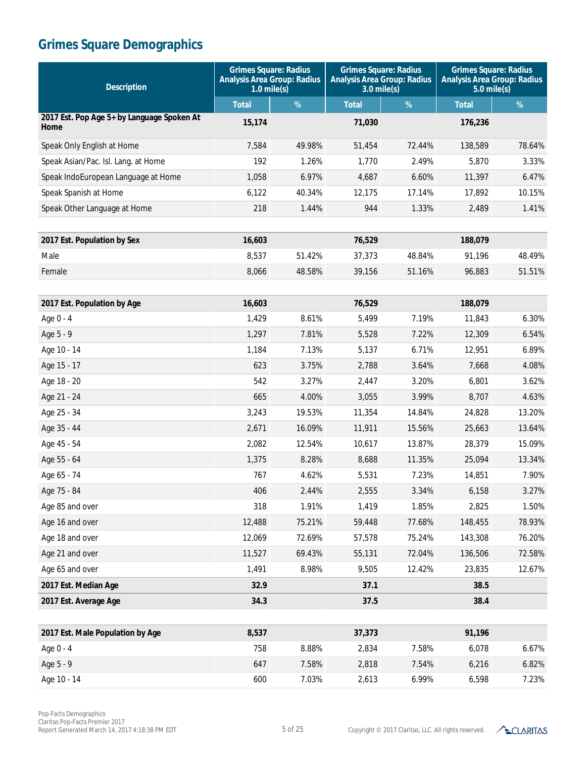# Grimes Square Demographics

| Description | Grimes Square: Radius Analysis Area Group: Radius 1.0 mile(s) | | Grimes Square: Radius Analysis Area Group: Radius 3.0 mile(s) | | Grimes Square: Radius Analysis Area Group: Radius 5.0 mile(s) | |
|---|---|---|---|---|---|---|
| | Total | % | Total | % | Total | % |
| **2017 Est. Pop Age 5+ by Language Spoken At Home** | **15,174** | | **71,030** | | **176,236** | |
| Speak Only English at Home | 7,584 | 49.98% | 51,454 | 72.44% | 138,589 | 78.64% |
| Speak Asian/Pac. Isl. Lang. at Home | 192 | 1.26% | 1,770 | 2.49% | 5,870 | 3.33% |
| Speak IndoEuropean Language at Home | 1,058 | 6.97% | 4,687 | 6.60% | 11,397 | 6.47% |
| Speak Spanish at Home | 6,122 | 40.34% | 12,175 | 17.14% | 17,892 | 10.15% |
| Speak Other Language at Home | 218 | 1.44% | 944 | 1.33% | 2,489 | 1.41% |
| | | | | | | |
| **2017 Est. Population by Sex** | **16,603** | | **76,529** | | **188,079** | |
| Male | 8,537 | 51.42% | 37,373 | 48.84% | 91,196 | 48.49% |
| Female | 8,066 | 48.58% | 39,156 | 51.16% | 96,883 | 51.51% |
| | | | | | | |
| **2017 Est. Population by Age** | **16,603** | | **76,529** | | **188,079** | |
| Age 0 - 4 | 1,429 | 8.61% | 5,499 | 7.19% | 11,843 | 6.30% |
| Age 5 - 9 | 1,297 | 7.81% | 5,528 | 7.22% | 12,309 | 6.54% |
| Age 10 - 14 | 1,184 | 7.13% | 5,137 | 6.71% | 12,951 | 6.89% |
| Age 15 - 17 | 623 | 3.75% | 2,788 | 3.64% | 7,668 | 4.08% |
| Age 18 - 20 | 542 | 3.27% | 2,447 | 3.20% | 6,801 | 3.62% |
| Age 21 - 24 | 665 | 4.00% | 3,055 | 3.99% | 8,707 | 4.63% |
| Age 25 - 34 | 3,243 | 19.53% | 11,354 | 14.84% | 24,828 | 13.20% |
| Age 35 - 44 | 2,671 | 16.09% | 11,911 | 15.56% | 25,663 | 13.64% |
| Age 45 - 54 | 2,082 | 12.54% | 10,617 | 13.87% | 28,379 | 15.09% |
| Age 55 - 64 | 1,375 | 8.28% | 8,688 | 11.35% | 25,094 | 13.34% |
| Age 65 - 74 | 767 | 4.62% | 5,531 | 7.23% | 14,851 | 7.90% |
| Age 75 - 84 | 406 | 2.44% | 2,555 | 3.34% | 6,158 | 3.27% |
| Age 85 and over | 318 | 1.91% | 1,419 | 1.85% | 2,825 | 1.50% |
| Age 16 and over | 12,488 | 75.21% | 59,448 | 77.68% | 148,455 | 78.93% |
| Age 18 and over | 12,069 | 72.69% | 57,578 | 75.24% | 143,308 | 76.20% |
| Age 21 and over | 11,527 | 69.43% | 55,131 | 72.04% | 136,506 | 72.58% |
| Age 65 and over | 1,491 | 8.98% | 9,505 | 12.42% | 23,835 | 12.67% |
| **2017 Est. Median Age** | **32.9** | | **37.1** | | **38.5** | |
| **2017 Est. Average Age** | **34.3** | | **37.5** | | **38.4** | |
| | | | | | | |
| **2017 Est. Male Population by Age** | **8,537** | | **37,373** | | **91,196** | |
| Age 0 - 4 | 758 | 8.88% | 2,834 | 7.58% | 6,078 | 6.67% |
| Age 5 - 9 | 647 | 7.58% | 2,818 | 7.54% | 6,216 | 6.82% |
| Age 10 - 14 | 600 | 7.03% | 2,613 | 6.99% | 6,598 | 7.23% |

Pop-Facts Demographics
Claritas Pop-Facts Premier 2017
Report Generated March 14, 2017 4:18:38 PM EDT

Copyright © 2017 Claritas, LLC. All rights reserved.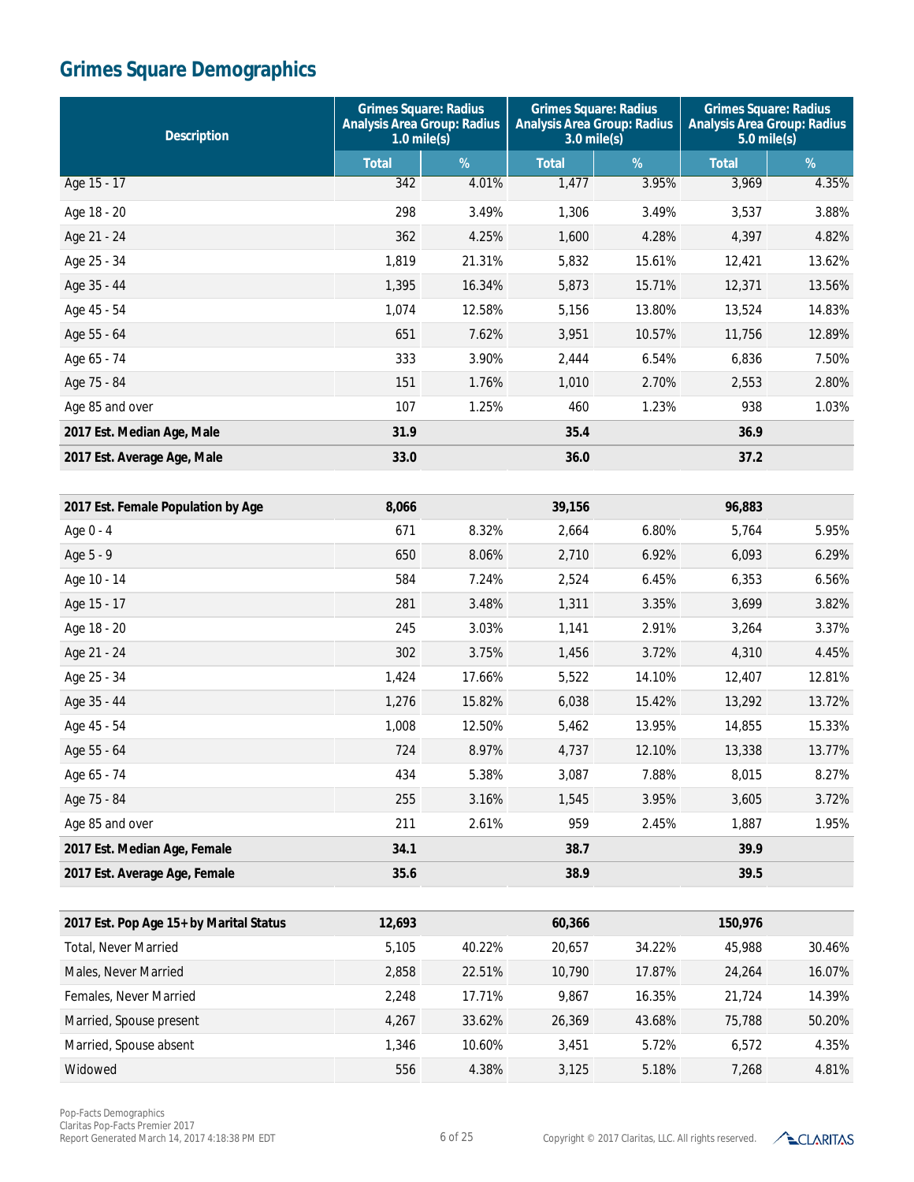# Grimes Square Demographics

| Description | Grimes Square: Radius Analysis Area Group: Radius 1.0 mile(s) | | Grimes Square: Radius Analysis Area Group: Radius 3.0 mile(s) | | Grimes Square: Radius Analysis Area Group: Radius 5.0 mile(s) | |
|---|---|---|---|---|---|---|
| | Total | % | Total | % | Total | % |
| Age 15 - 17 | 342 | 4.01% | 1,477 | 3.95% | 3,969 | 4.35% |
| Age 18 - 20 | 298 | 3.49% | 1,306 | 3.49% | 3,537 | 3.88% |
| Age 21 - 24 | 362 | 4.25% | 1,600 | 4.28% | 4,397 | 4.82% |
| Age 25 - 34 | 1,819 | 21.31% | 5,832 | 15.61% | 12,421 | 13.62% |
| Age 35 - 44 | 1,395 | 16.34% | 5,873 | 15.71% | 12,371 | 13.56% |
| Age 45 - 54 | 1,074 | 12.58% | 5,156 | 13.80% | 13,524 | 14.83% |
| Age 55 - 64 | 651 | 7.62% | 3,951 | 10.57% | 11,756 | 12.89% |
| Age 65 - 74 | 333 | 3.90% | 2,444 | 6.54% | 6,836 | 7.50% |
| Age 75 - 84 | 151 | 1.76% | 1,010 | 2.70% | 2,553 | 2.80% |
| Age 85 and over | 107 | 1.25% | 460 | 1.23% | 938 | 1.03% |
| **2017 Est. Median Age, Male** | **31.9** | | **35.4** | | **36.9** | |
| **2017 Est. Average Age, Male** | **33.0** | | **36.0** | | **37.2** | |
| | | | | | | |
| **2017 Est. Female Population by Age** | **8,066** | | **39,156** | | **96,883** | |
| Age 0 - 4 | 671 | 8.32% | 2,664 | 6.80% | 5,764 | 5.95% |
| Age 5 - 9 | 650 | 8.06% | 2,710 | 6.92% | 6,093 | 6.29% |
| Age 10 - 14 | 584 | 7.24% | 2,524 | 6.45% | 6,353 | 6.56% |
| Age 15 - 17 | 281 | 3.48% | 1,311 | 3.35% | 3,699 | 3.82% |
| Age 18 - 20 | 245 | 3.03% | 1,141 | 2.91% | 3,264 | 3.37% |
| Age 21 - 24 | 302 | 3.75% | 1,456 | 3.72% | 4,310 | 4.45% |
| Age 25 - 34 | 1,424 | 17.66% | 5,522 | 14.10% | 12,407 | 12.81% |
| Age 35 - 44 | 1,276 | 15.82% | 6,038 | 15.42% | 13,292 | 13.72% |
| Age 45 - 54 | 1,008 | 12.50% | 5,462 | 13.95% | 14,855 | 15.33% |
| Age 55 - 64 | 724 | 8.97% | 4,737 | 12.10% | 13,338 | 13.77% |
| Age 65 - 74 | 434 | 5.38% | 3,087 | 7.88% | 8,015 | 8.27% |
| Age 75 - 84 | 255 | 3.16% | 1,545 | 3.95% | 3,605 | 3.72% |
| Age 85 and over | 211 | 2.61% | 959 | 2.45% | 1,887 | 1.95% |
| **2017 Est. Median Age, Female** | **34.1** | | **38.7** | | **39.9** | |
| **2017 Est. Average Age, Female** | **35.6** | | **38.9** | | **39.5** | |
| | | | | | | |
| **2017 Est. Pop Age 15+ by Marital Status** | **12,693** | | **60,366** | | **150,976** | |
| Total, Never Married | 5,105 | 40.22% | 20,657 | 34.22% | 45,988 | 30.46% |
| Males, Never Married | 2,858 | 22.51% | 10,790 | 17.87% | 24,264 | 16.07% |
| Females, Never Married | 2,248 | 17.71% | 9,867 | 16.35% | 21,724 | 14.39% |
| Married, Spouse present | 4,267 | 33.62% | 26,369 | 43.68% | 75,788 | 50.20% |
| Married, Spouse absent | 1,346 | 10.60% | 3,451 | 5.72% | 6,572 | 4.35% |
| Widowed | 556 | 4.38% | 3,125 | 5.18% | 7,268 | 4.81% |

Pop-Facts Demographics
Claritas Pop-Facts Premier 2017
Report Generated March 14, 2017 4:18:38 PM EDT

Copyright © 2017 Claritas, LLC. All rights reserved.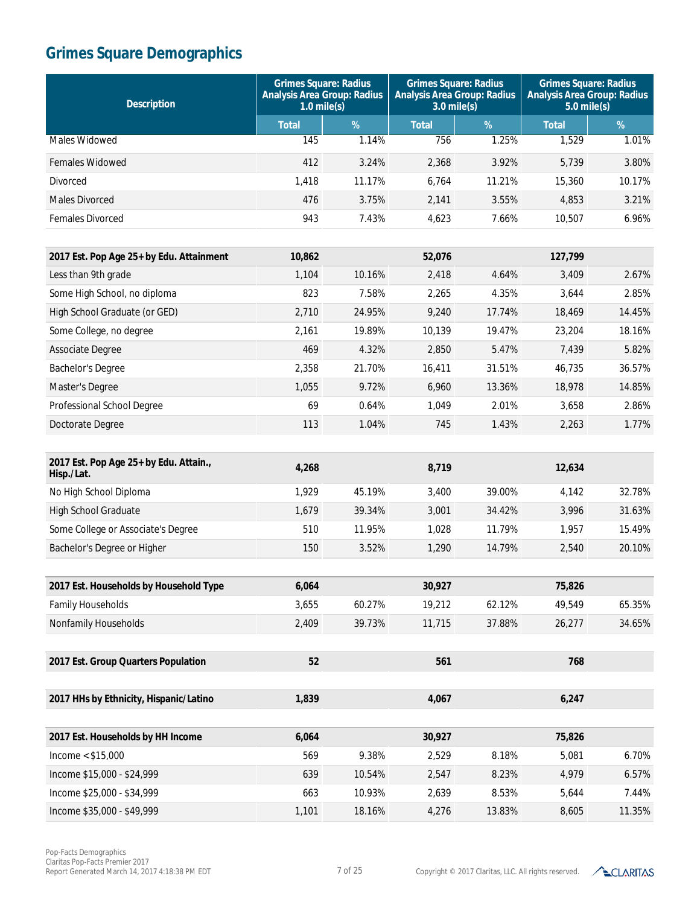# Grimes Square Demographics

| Description | Grimes Square: Radius Analysis Area Group: Radius 1.0 mile(s) | | Grimes Square: Radius Analysis Area Group: Radius 3.0 mile(s) | | Grimes Square: Radius Analysis Area Group: Radius 5.0 mile(s) | |
|---|---|---|---|---|---|---|
| | Total | % | Total | % | Total | % |
| Males Widowed | 145 | 1.14% | 756 | 1.25% | 1,529 | 1.01% |
| Females Widowed | 412 | 3.24% | 2,368 | 3.92% | 5,739 | 3.80% |
| Divorced | 1,418 | 11.17% | 6,764 | 11.21% | 15,360 | 10.17% |
| Males Divorced | 476 | 3.75% | 2,141 | 3.55% | 4,853 | 3.21% |
| Females Divorced | 943 | 7.43% | 4,623 | 7.66% | 10,507 | 6.96% |
| **2017 Est. Pop Age 25+ by Edu. Attainment** | **10,862** | | **52,076** | | **127,799** | |
| Less than 9th grade | 1,104 | 10.16% | 2,418 | 4.64% | 3,409 | 2.67% |
| Some High School, no diploma | 823 | 7.58% | 2,265 | 4.35% | 3,644 | 2.85% |
| High School Graduate (or GED) | 2,710 | 24.95% | 9,240 | 17.74% | 18,469 | 14.45% |
| Some College, no degree | 2,161 | 19.89% | 10,139 | 19.47% | 23,204 | 18.16% |
| Associate Degree | 469 | 4.32% | 2,850 | 5.47% | 7,439 | 5.82% |
| Bachelor's Degree | 2,358 | 21.70% | 16,411 | 31.51% | 46,735 | 36.57% |
| Master's Degree | 1,055 | 9.72% | 6,960 | 13.36% | 18,978 | 14.85% |
| Professional School Degree | 69 | 0.64% | 1,049 | 2.01% | 3,658 | 2.86% |
| Doctorate Degree | 113 | 1.04% | 745 | 1.43% | 2,263 | 1.77% |
| **2017 Est. Pop Age 25+ by Edu. Attain., Hisp./Lat.** | **4,268** | | **8,719** | | **12,634** | |
| No High School Diploma | 1,929 | 45.19% | 3,400 | 39.00% | 4,142 | 32.78% |
| High School Graduate | 1,679 | 39.34% | 3,001 | 34.42% | 3,996 | 31.63% |
| Some College or Associate's Degree | 510 | 11.95% | 1,028 | 11.79% | 1,957 | 15.49% |
| Bachelor's Degree or Higher | 150 | 3.52% | 1,290 | 14.79% | 2,540 | 20.10% |
| **2017 Est. Households by Household Type** | **6,064** | | **30,927** | | **75,826** | |
| Family Households | 3,655 | 60.27% | 19,212 | 62.12% | 49,549 | 65.35% |
| Nonfamily Households | 2,409 | 39.73% | 11,715 | 37.88% | 26,277 | 34.65% |
| **2017 Est. Group Quarters Population** | **52** | | **561** | | **768** | |
| **2017 HHs by Ethnicity, Hispanic/Latino** | **1,839** | | **4,067** | | **6,247** | |
| **2017 Est. Households by HH Income** | **6,064** | | **30,927** | | **75,826** | |
| Income < $15,000 | 569 | 9.38% | 2,529 | 8.18% | 5,081 | 6.70% |
| Income $15,000 - $24,999 | 639 | 10.54% | 2,547 | 8.23% | 4,979 | 6.57% |
| Income $25,000 - $34,999 | 663 | 10.93% | 2,639 | 8.53% | 5,644 | 7.44% |
| Income $35,000 - $49,999 | 1,101 | 18.16% | 4,276 | 13.83% | 8,605 | 11.35% |

Pop-Facts Demographics
Claritas Pop-Facts Premier 2017
Report Generated March 14, 2017 4:18:38 PM EDT

Copyright © 2017 Claritas, LLC. All rights reserved.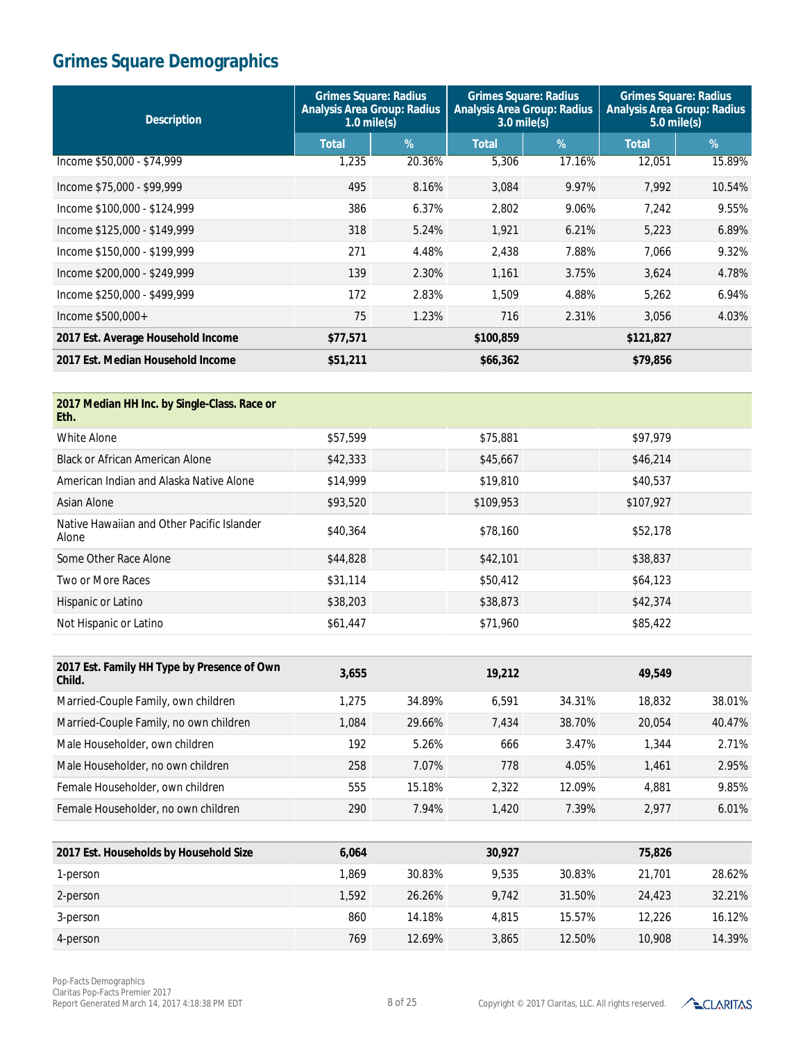# Grimes Square Demographics

| Description | Grimes Square: Radius Analysis Area Group: Radius 1.0 mile(s) | | Grimes Square: Radius Analysis Area Group: Radius 3.0 mile(s) | | Grimes Square: Radius Analysis Area Group: Radius 5.0 mile(s) | |
|---|---|---|---|---|---|---|
| | Total | % | Total | % | Total | % |
| Income $50,000 - $74,999 | 1,235 | 20.36% | 5,306 | 17.16% | 12,051 | 15.89% |
| Income $75,000 - $99,999 | 495 | 8.16% | 3,084 | 9.97% | 7,992 | 10.54% |
| Income $100,000 - $124,999 | 386 | 6.37% | 2,802 | 9.06% | 7,242 | 9.55% |
| Income $125,000 - $149,999 | 318 | 5.24% | 1,921 | 6.21% | 5,223 | 6.89% |
| Income $150,000 - $199,999 | 271 | 4.48% | 2,438 | 7.88% | 7,066 | 9.32% |
| Income $200,000 - $249,999 | 139 | 2.30% | 1,161 | 3.75% | 3,624 | 4.78% |
| Income $250,000 - $499,999 | 172 | 2.83% | 1,509 | 4.88% | 5,262 | 6.94% |
| Income $500,000+ | 75 | 1.23% | 716 | 2.31% | 3,056 | 4.03% |
| **2017 Est. Average Household Income** | **$77,571** | | **$100,859** | | **$121,827** | |
| **2017 Est. Median Household Income** | **$51,211** | | **$66,362** | | **$79,856** | |
| **2017 Median HH Inc. by Single-Class. Race or Eth.** | | | | | | |
| White Alone | $57,599 | | $75,881 | | $97,979 | |
| Black or African American Alone | $42,333 | | $45,667 | | $46,214 | |
| American Indian and Alaska Native Alone | $14,999 | | $19,810 | | $40,537 | |
| Asian Alone | $93,520 | | $109,953 | | $107,927 | |
| Native Hawaiian and Other Pacific Islander Alone | $40,364 | | $78,160 | | $52,178 | |
| Some Other Race Alone | $44,828 | | $42,101 | | $38,837 | |
| Two or More Races | $31,114 | | $50,412 | | $64,123 | |
| Hispanic or Latino | $38,203 | | $38,873 | | $42,374 | |
| Not Hispanic or Latino | $61,447 | | $71,960 | | $85,422 | |
| **2017 Est. Family HH Type by Presence of Own Child.** | **3,655** | | **19,212** | | **49,549** | |
| Married-Couple Family, own children | 1,275 | 34.89% | 6,591 | 34.31% | 18,832 | 38.01% |
| Married-Couple Family, no own children | 1,084 | 29.66% | 7,434 | 38.70% | 20,054 | 40.47% |
| Male Householder, own children | 192 | 5.26% | 666 | 3.47% | 1,344 | 2.71% |
| Male Householder, no own children | 258 | 7.07% | 778 | 4.05% | 1,461 | 2.95% |
| Female Householder, own children | 555 | 15.18% | 2,322 | 12.09% | 4,881 | 9.85% |
| Female Householder, no own children | 290 | 7.94% | 1,420 | 7.39% | 2,977 | 6.01% |
| **2017 Est. Households by Household Size** | **6,064** | | **30,927** | | **75,826** | |
| 1-person | 1,869 | 30.83% | 9,535 | 30.83% | 21,701 | 28.62% |
| 2-person | 1,592 | 26.26% | 9,742 | 31.50% | 24,423 | 32.21% |
| 3-person | 860 | 14.18% | 4,815 | 15.57% | 12,226 | 16.12% |
| 4-person | 769 | 12.69% | 3,865 | 12.50% | 10,908 | 14.39% |

Pop-Facts Demographics
Claritas Pop-Facts Premier 2017
Report Generated March 14, 2017 4:18:38 PM EDT

Copyright © 2017 Claritas, LLC. All rights reserved.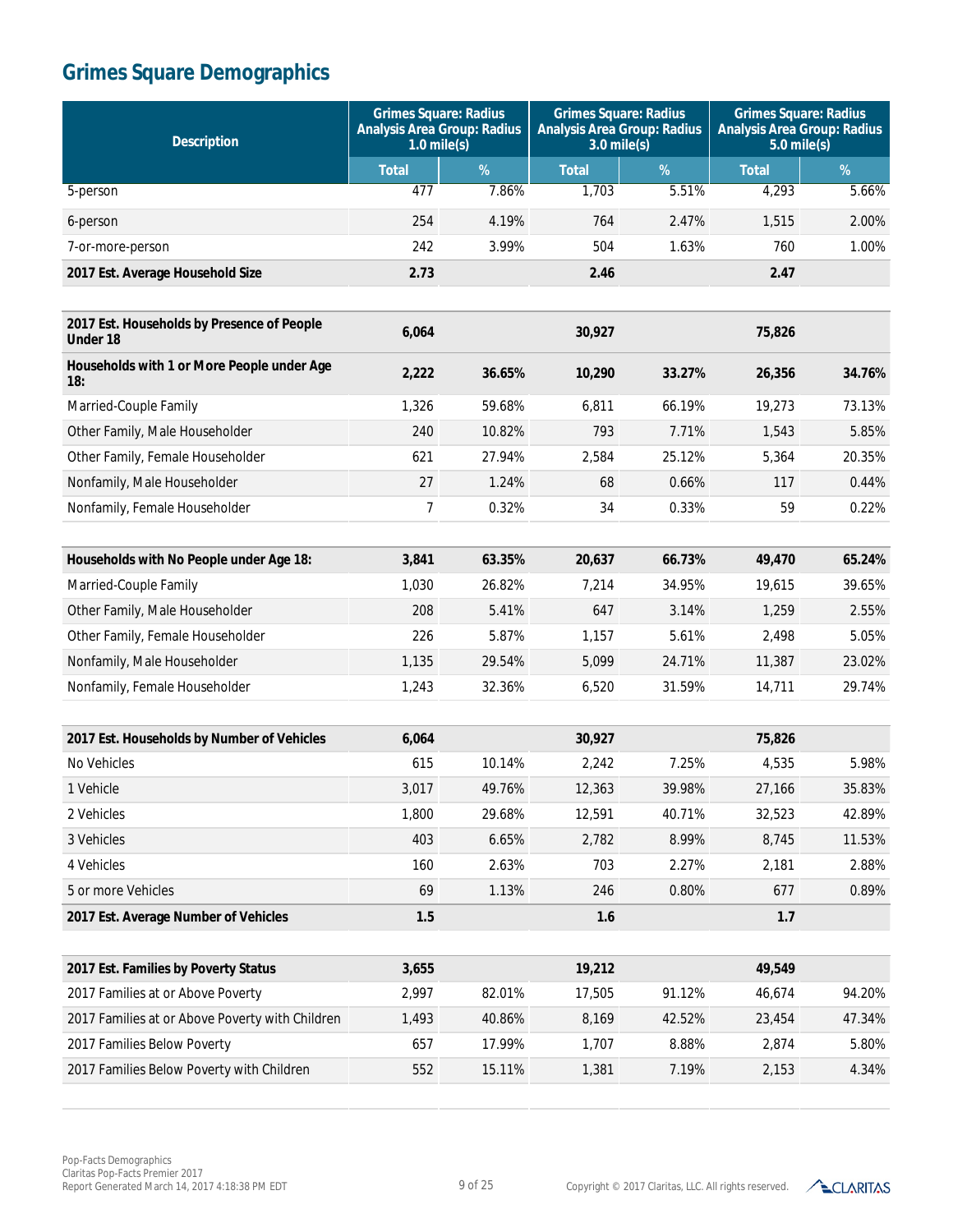# Grimes Square Demographics

| Description | Grimes Square: Radius Analysis Area Group: Radius 1.0 mile(s) | | Grimes Square: Radius Analysis Area Group: Radius 3.0 mile(s) | | Grimes Square: Radius Analysis Area Group: Radius 5.0 mile(s) | |
|---|---|---|---|---|---|---|
| | Total | % | Total | % | Total | % |
| 5-person | 477 | 7.86% | 1,703 | 5.51% | 4,293 | 5.66% |
| 6-person | 254 | 4.19% | 764 | 2.47% | 1,515 | 2.00% |
| 7-or-more-person | 242 | 3.99% | 504 | 1.63% | 760 | 1.00% |
| **2017 Est. Average Household Size** | **2.73** | | **2.46** | | **2.47** | |
| | | | | | | |
| **2017 Est. Households by Presence of People Under 18** | **6,064** | | **30,927** | | **75,826** | |
| **Households with 1 or More People under Age 18:** | **2,222** | **36.65%** | **10,290** | **33.27%** | **26,356** | **34.76%** |
| Married-Couple Family | 1,326 | 59.68% | 6,811 | 66.19% | 19,273 | 73.13% |
| Other Family, Male Householder | 240 | 10.82% | 793 | 7.71% | 1,543 | 5.85% |
| Other Family, Female Householder | 621 | 27.94% | 2,584 | 25.12% | 5,364 | 20.35% |
| Nonfamily, Male Householder | 27 | 1.24% | 68 | 0.66% | 117 | 0.44% |
| Nonfamily, Female Householder | 7 | 0.32% | 34 | 0.33% | 59 | 0.22% |
| | | | | | | |
| **Households with No People under Age 18:** | **3,841** | **63.35%** | **20,637** | **66.73%** | **49,470** | **65.24%** |
| Married-Couple Family | 1,030 | 26.82% | 7,214 | 34.95% | 19,615 | 39.65% |
| Other Family, Male Householder | 208 | 5.41% | 647 | 3.14% | 1,259 | 2.55% |
| Other Family, Female Householder | 226 | 5.87% | 1,157 | 5.61% | 2,498 | 5.05% |
| Nonfamily, Male Householder | 1,135 | 29.54% | 5,099 | 24.71% | 11,387 | 23.02% |
| Nonfamily, Female Householder | 1,243 | 32.36% | 6,520 | 31.59% | 14,711 | 29.74% |
| | | | | | | |
| **2017 Est. Households by Number of Vehicles** | **6,064** | | **30,927** | | **75,826** | |
| No Vehicles | 615 | 10.14% | 2,242 | 7.25% | 4,535 | 5.98% |
| 1 Vehicle | 3,017 | 49.76% | 12,363 | 39.98% | 27,166 | 35.83% |
| 2 Vehicles | 1,800 | 29.68% | 12,591 | 40.71% | 32,523 | 42.89% |
| 3 Vehicles | 403 | 6.65% | 2,782 | 8.99% | 8,745 | 11.53% |
| 4 Vehicles | 160 | 2.63% | 703 | 2.27% | 2,181 | 2.88% |
| 5 or more Vehicles | 69 | 1.13% | 246 | 0.80% | 677 | 0.89% |
| **2017 Est. Average Number of Vehicles** | **1.5** | | **1.6** | | **1.7** | |
| | | | | | | |
| **2017 Est. Families by Poverty Status** | **3,655** | | **19,212** | | **49,549** | |
| 2017 Families at or Above Poverty | 2,997 | 82.01% | 17,505 | 91.12% | 46,674 | 94.20% |
| 2017 Families at or Above Poverty with Children | 1,493 | 40.86% | 8,169 | 42.52% | 23,454 | 47.34% |
| 2017 Families Below Poverty | 657 | 17.99% | 1,707 | 8.88% | 2,874 | 5.80% |
| 2017 Families Below Poverty with Children | 552 | 15.11% | 1,381 | 7.19% | 2,153 | 4.34% |

Pop-Facts Demographics
Claritas Pop-Facts Premier 2017
Report Generated March 14, 2017 4:18:38 PM EDT

Copyright © 2017 Claritas, LLC. All rights reserved.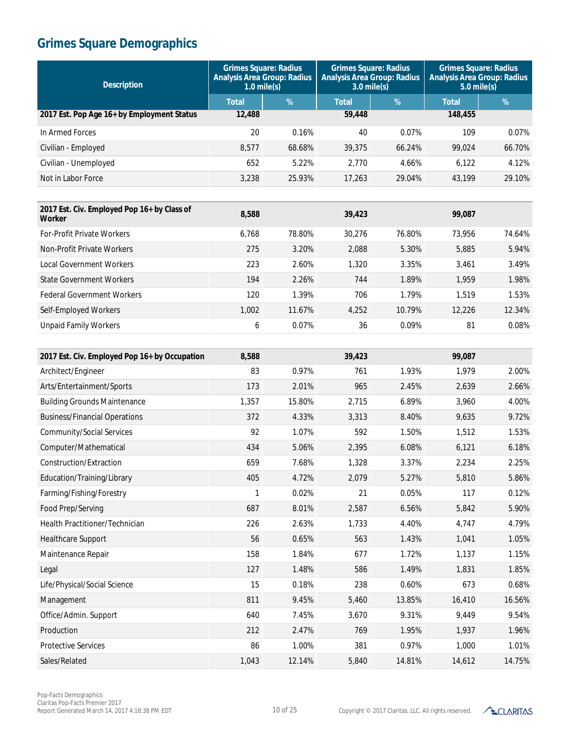# Grimes Square Demographics

| Description | Grimes Square: Radius Analysis Area Group: Radius 1.0 mile(s) | | Grimes Square: Radius Analysis Area Group: Radius 3.0 mile(s) | | Grimes Square: Radius Analysis Area Group: Radius 5.0 mile(s) | |
|---|---|---|---|---|---|---|
| | Total | % | Total | % | Total | % |
| **2017 Est. Pop Age 16+ by Employment Status** | **12,488** | | **59,448** | | **148,455** | |
| In Armed Forces | 20 | 0.16% | 40 | 0.07% | 109 | 0.07% |
| Civilian - Employed | 8,577 | 68.68% | 39,375 | 66.24% | 99,024 | 66.70% |
| Civilian - Unemployed | 652 | 5.22% | 2,770 | 4.66% | 6,122 | 4.12% |
| Not in Labor Force | 3,238 | 25.93% | 17,263 | 29.04% | 43,199 | 29.10% |
| **2017 Est. Civ. Employed Pop 16+ by Class of Worker** | **8,588** | | **39,423** | | **99,087** | |
| For-Profit Private Workers | 6,768 | 78.80% | 30,276 | 76.80% | 73,956 | 74.64% |
| Non-Profit Private Workers | 275 | 3.20% | 2,088 | 5.30% | 5,885 | 5.94% |
| Local Government Workers | 223 | 2.60% | 1,320 | 3.35% | 3,461 | 3.49% |
| State Government Workers | 194 | 2.26% | 744 | 1.89% | 1,959 | 1.98% |
| Federal Government Workers | 120 | 1.39% | 706 | 1.79% | 1,519 | 1.53% |
| Self-Employed Workers | 1,002 | 11.67% | 4,252 | 10.79% | 12,226 | 12.34% |
| Unpaid Family Workers | 6 | 0.07% | 36 | 0.09% | 81 | 0.08% |
| **2017 Est. Civ. Employed Pop 16+ by Occupation** | **8,588** | | **39,423** | | **99,087** | |
| Architect/Engineer | 83 | 0.97% | 761 | 1.93% | 1,979 | 2.00% |
| Arts/Entertainment/Sports | 173 | 2.01% | 965 | 2.45% | 2,639 | 2.66% |
| Building Grounds Maintenance | 1,357 | 15.80% | 2,715 | 6.89% | 3,960 | 4.00% |
| Business/Financial Operations | 372 | 4.33% | 3,313 | 8.40% | 9,635 | 9.72% |
| Community/Social Services | 92 | 1.07% | 592 | 1.50% | 1,512 | 1.53% |
| Computer/Mathematical | 434 | 5.06% | 2,395 | 6.08% | 6,121 | 6.18% |
| Construction/Extraction | 659 | 7.68% | 1,328 | 3.37% | 2,234 | 2.25% |
| Education/Training/Library | 405 | 4.72% | 2,079 | 5.27% | 5,810 | 5.86% |
| Farming/Fishing/Forestry | 1 | 0.02% | 21 | 0.05% | 117 | 0.12% |
| Food Prep/Serving | 687 | 8.01% | 2,587 | 6.56% | 5,842 | 5.90% |
| Health Practitioner/Technician | 226 | 2.63% | 1,733 | 4.40% | 4,747 | 4.79% |
| Healthcare Support | 56 | 0.65% | 563 | 1.43% | 1,041 | 1.05% |
| Maintenance Repair | 158 | 1.84% | 677 | 1.72% | 1,137 | 1.15% |
| Legal | 127 | 1.48% | 586 | 1.49% | 1,831 | 1.85% |
| Life/Physical/Social Science | 15 | 0.18% | 238 | 0.60% | 673 | 0.68% |
| Management | 811 | 9.45% | 5,460 | 13.85% | 16,410 | 16.56% |
| Office/Admin. Support | 640 | 7.45% | 3,670 | 9.31% | 9,449 | 9.54% |
| Production | 212 | 2.47% | 769 | 1.95% | 1,937 | 1.96% |
| Protective Services | 86 | 1.00% | 381 | 0.97% | 1,000 | 1.01% |
| Sales/Related | 1,043 | 12.14% | 5,840 | 14.81% | 14,612 | 14.75% |

Pop-Facts Demographics
Claritas Pop-Facts Premier 2017
Report Generated March 14, 2017 4:18:38 PM EDT

Copyright © 2017 Claritas, LLC. All rights reserved.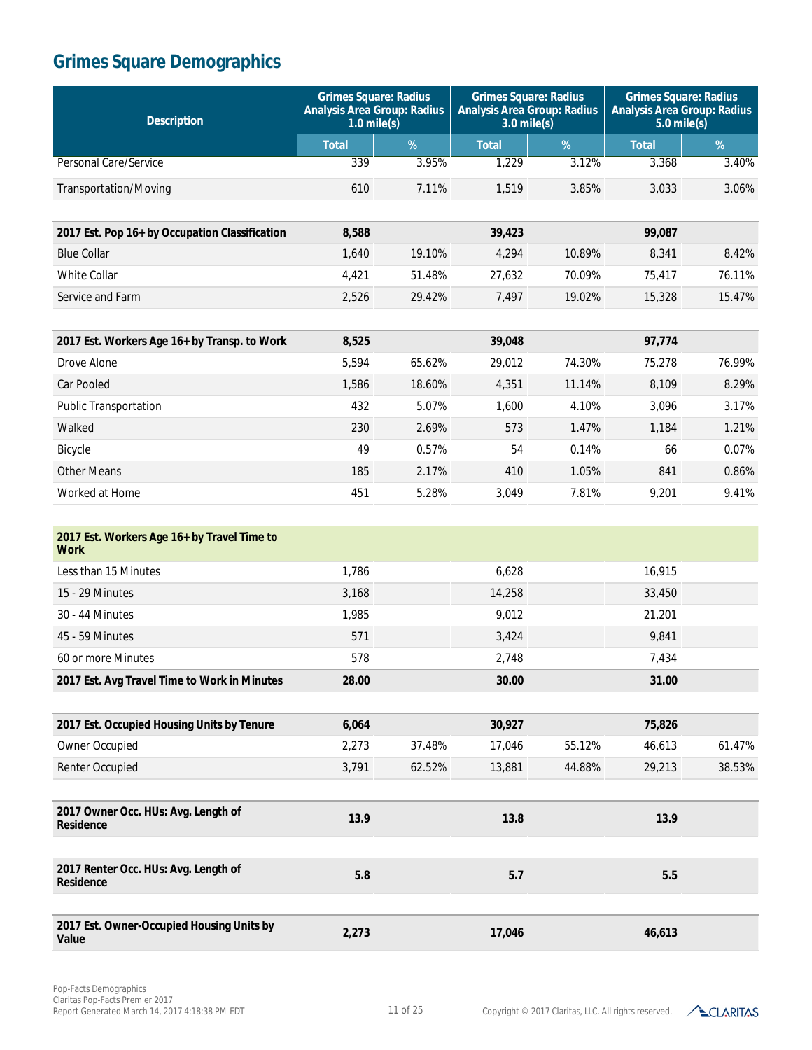# Grimes Square Demographics

| Description | Grimes Square: Radius Analysis Area Group: Radius 1.0 mile(s) | | Grimes Square: Radius Analysis Area Group: Radius 3.0 mile(s) | | Grimes Square: Radius Analysis Area Group: Radius 5.0 mile(s) | |
|---|---|---|---|---|---|---|
| | Total | % | Total | % | Total | % |
| Personal Care/Service | 339 | 3.95% | 1,229 | 3.12% | 3,368 | 3.40% |
| Transportation/Moving | 610 | 7.11% | 1,519 | 3.85% | 3,033 | 3.06% |
| | | | | | | |
| **2017 Est. Pop 16+ by Occupation Classification** | **8,588** | | **39,423** | | **99,087** | |
| Blue Collar | 1,640 | 19.10% | 4,294 | 10.89% | 8,341 | 8.42% |
| White Collar | 4,421 | 51.48% | 27,632 | 70.09% | 75,417 | 76.11% |
| Service and Farm | 2,526 | 29.42% | 7,497 | 19.02% | 15,328 | 15.47% |
| | | | | | | |
| **2017 Est. Workers Age 16+ by Transp. to Work** | **8,525** | | **39,048** | | **97,774** | |
| Drove Alone | 5,594 | 65.62% | 29,012 | 74.30% | 75,278 | 76.99% |
| Car Pooled | 1,586 | 18.60% | 4,351 | 11.14% | 8,109 | 8.29% |
| Public Transportation | 432 | 5.07% | 1,600 | 4.10% | 3,096 | 3.17% |
| Walked | 230 | 2.69% | 573 | 1.47% | 1,184 | 1.21% |
| Bicycle | 49 | 0.57% | 54 | 0.14% | 66 | 0.07% |
| Other Means | 185 | 2.17% | 410 | 1.05% | 841 | 0.86% |
| Worked at Home | 451 | 5.28% | 3,049 | 7.81% | 9,201 | 9.41% |
| | | | | | | |
| **2017 Est. Workers Age 16+ by Travel Time to Work** | | | | | | |
| Less than 15 Minutes | 1,786 | | 6,628 | | 16,915 | |
| 15 - 29 Minutes | 3,168 | | 14,258 | | 33,450 | |
| 30 - 44 Minutes | 1,985 | | 9,012 | | 21,201 | |
| 45 - 59 Minutes | 571 | | 3,424 | | 9,841 | |
| 60 or more Minutes | 578 | | 2,748 | | 7,434 | |
| **2017 Est. Avg Travel Time to Work in Minutes** | **28.00** | | **30.00** | | **31.00** | |
| | | | | | | |
| **2017 Est. Occupied Housing Units by Tenure** | **6,064** | | **30,927** | | **75,826** | |
| Owner Occupied | 2,273 | 37.48% | 17,046 | 55.12% | 46,613 | 61.47% |
| Renter Occupied | 3,791 | 62.52% | 13,881 | 44.88% | 29,213 | 38.53% |
| | | | | | | |
| **2017 Owner Occ. HUs: Avg. Length of Residence** | **13.9** | | **13.8** | | **13.9** | |
| | | | | | | |
| **2017 Renter Occ. HUs: Avg. Length of Residence** | **5.8** | | **5.7** | | **5.5** | |
| | | | | | | |
| **2017 Est. Owner-Occupied Housing Units by Value** | **2,273** | | **17,046** | | **46,613** | |

Pop-Facts Demographics
Claritas Pop-Facts Premier 2017
Report Generated March 14, 2017 4:18:38 PM EDT

Copyright © 2017 Claritas, LLC. All rights reserved.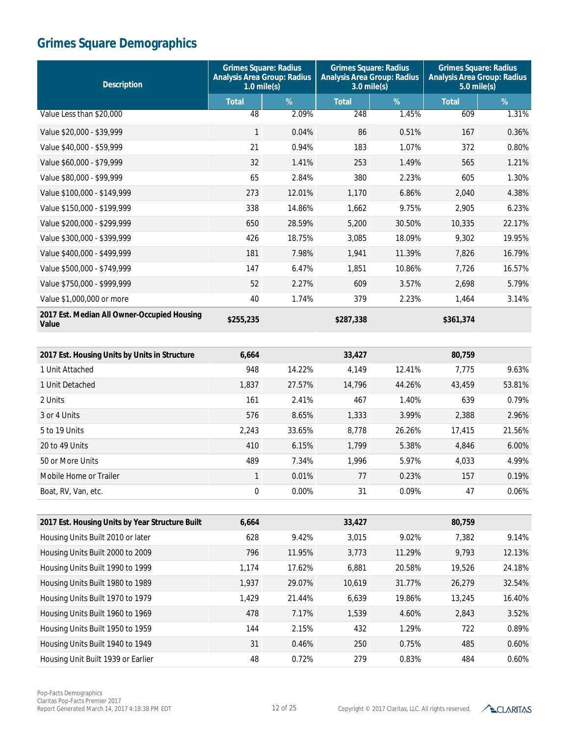# Grimes Square Demographics

| Description | Grimes Square: Radius Analysis Area Group: Radius 1.0 mile(s) | | Grimes Square: Radius Analysis Area Group: Radius 3.0 mile(s) | | Grimes Square: Radius Analysis Area Group: Radius 5.0 mile(s) | |
|---|---|---|---|---|---|---|
| | Total | % | Total | % | Total | % |
| Value Less than $20,000 | 48 | 2.09% | 248 | 1.45% | 609 | 1.31% |
| Value $20,000 - $39,999 | 1 | 0.04% | 86 | 0.51% | 167 | 0.36% |
| Value $40,000 - $59,999 | 21 | 0.94% | 183 | 1.07% | 372 | 0.80% |
| Value $60,000 - $79,999 | 32 | 1.41% | 253 | 1.49% | 565 | 1.21% |
| Value $80,000 - $99,999 | 65 | 2.84% | 380 | 2.23% | 605 | 1.30% |
| Value $100,000 - $149,999 | 273 | 12.01% | 1,170 | 6.86% | 2,040 | 4.38% |
| Value $150,000 - $199,999 | 338 | 14.86% | 1,662 | 9.75% | 2,905 | 6.23% |
| Value $200,000 - $299,999 | 650 | 28.59% | 5,200 | 30.50% | 10,335 | 22.17% |
| Value $300,000 - $399,999 | 426 | 18.75% | 3,085 | 18.09% | 9,302 | 19.95% |
| Value $400,000 - $499,999 | 181 | 7.98% | 1,941 | 11.39% | 7,826 | 16.79% |
| Value $500,000 - $749,999 | 147 | 6.47% | 1,851 | 10.86% | 7,726 | 16.57% |
| Value $750,000 - $999,999 | 52 | 2.27% | 609 | 3.57% | 2,698 | 5.79% |
| Value $1,000,000 or more | 40 | 1.74% | 379 | 2.23% | 1,464 | 3.14% |
| **2017 Est. Median All Owner-Occupied Housing Value** | **$255,235** | | **$287,338** | | **$361,374** | |
| **2017 Est. Housing Units by Units in Structure** | **6,664** | | **33,427** | | **80,759** | |
| 1 Unit Attached | 948 | 14.22% | 4,149 | 12.41% | 7,775 | 9.63% |
| 1 Unit Detached | 1,837 | 27.57% | 14,796 | 44.26% | 43,459 | 53.81% |
| 2 Units | 161 | 2.41% | 467 | 1.40% | 639 | 0.79% |
| 3 or 4 Units | 576 | 8.65% | 1,333 | 3.99% | 2,388 | 2.96% |
| 5 to 19 Units | 2,243 | 33.65% | 8,778 | 26.26% | 17,415 | 21.56% |
| 20 to 49 Units | 410 | 6.15% | 1,799 | 5.38% | 4,846 | 6.00% |
| 50 or More Units | 489 | 7.34% | 1,996 | 5.97% | 4,033 | 4.99% |
| Mobile Home or Trailer | 1 | 0.01% | 77 | 0.23% | 157 | 0.19% |
| Boat, RV, Van, etc. | 0 | 0.00% | 31 | 0.09% | 47 | 0.06% |
| **2017 Est. Housing Units by Year Structure Built** | **6,664** | | **33,427** | | **80,759** | |
| Housing Units Built 2010 or later | 628 | 9.42% | 3,015 | 9.02% | 7,382 | 9.14% |
| Housing Units Built 2000 to 2009 | 796 | 11.95% | 3,773 | 11.29% | 9,793 | 12.13% |
| Housing Units Built 1990 to 1999 | 1,174 | 17.62% | 6,881 | 20.58% | 19,526 | 24.18% |
| Housing Units Built 1980 to 1989 | 1,937 | 29.07% | 10,619 | 31.77% | 26,279 | 32.54% |
| Housing Units Built 1970 to 1979 | 1,429 | 21.44% | 6,639 | 19.86% | 13,245 | 16.40% |
| Housing Units Built 1960 to 1969 | 478 | 7.17% | 1,539 | 4.60% | 2,843 | 3.52% |
| Housing Units Built 1950 to 1959 | 144 | 2.15% | 432 | 1.29% | 722 | 0.89% |
| Housing Units Built 1940 to 1949 | 31 | 0.46% | 250 | 0.75% | 485 | 0.60% |
| Housing Unit Built 1939 or Earlier | 48 | 0.72% | 279 | 0.83% | 484 | 0.60% |

Pop-Facts Demographics
Claritas Pop-Facts Premier 2017
Report Generated March 14, 2017 4:18:38 PM EDT

Copyright © 2017 Claritas, LLC. All rights reserved.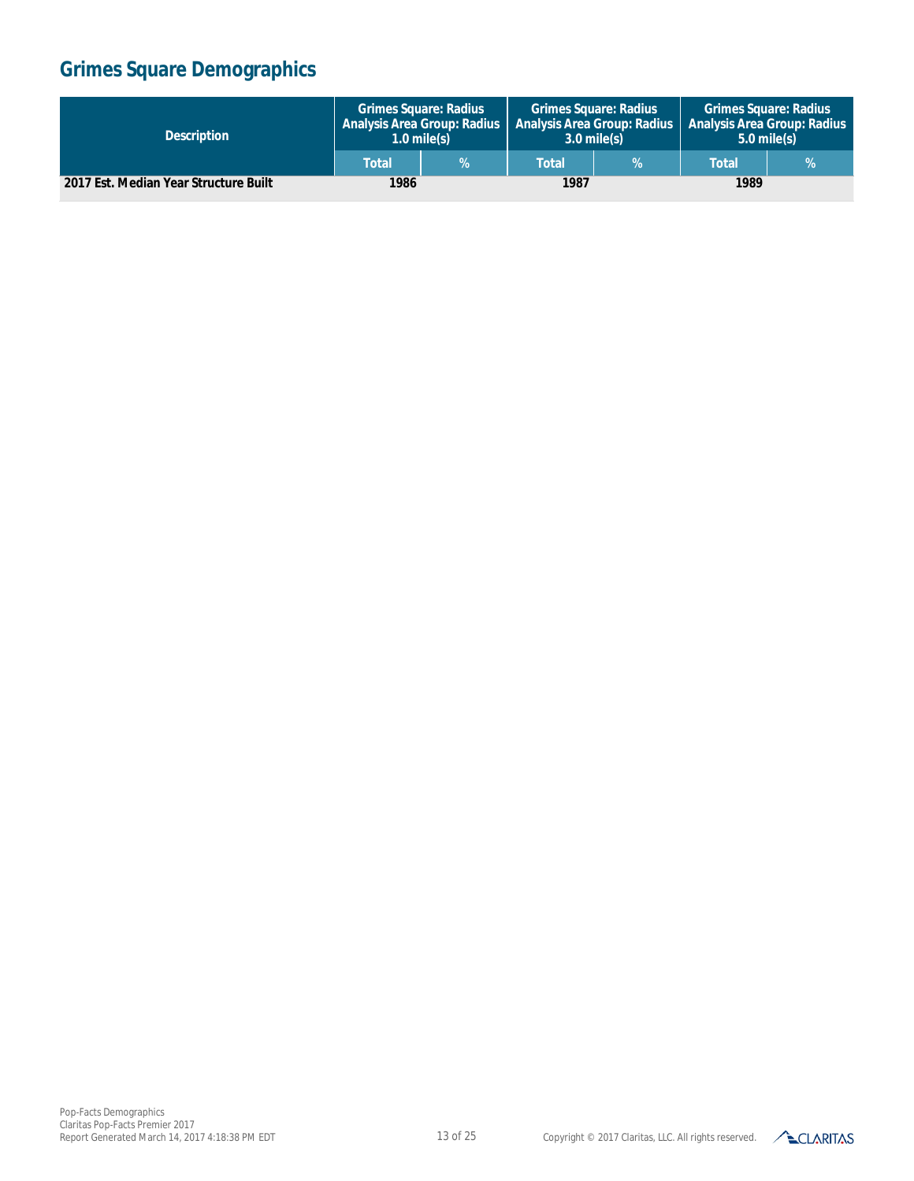## Grimes Square Demographics

| Description | Grimes Square: Radius Analysis Area Group: Radius 1.0 mile(s) | | Grimes Square: Radius Analysis Area Group: Radius 3.0 mile(s) | | Grimes Square: Radius Analysis Area Group: Radius 5.0 mile(s) | |
|---|---|---|---|---|---|---|
| | Total | % | Total | % | Total | % |
| **2017 Est. Median Year Structure Built** | 1986 | | 1987 | | 1989 | |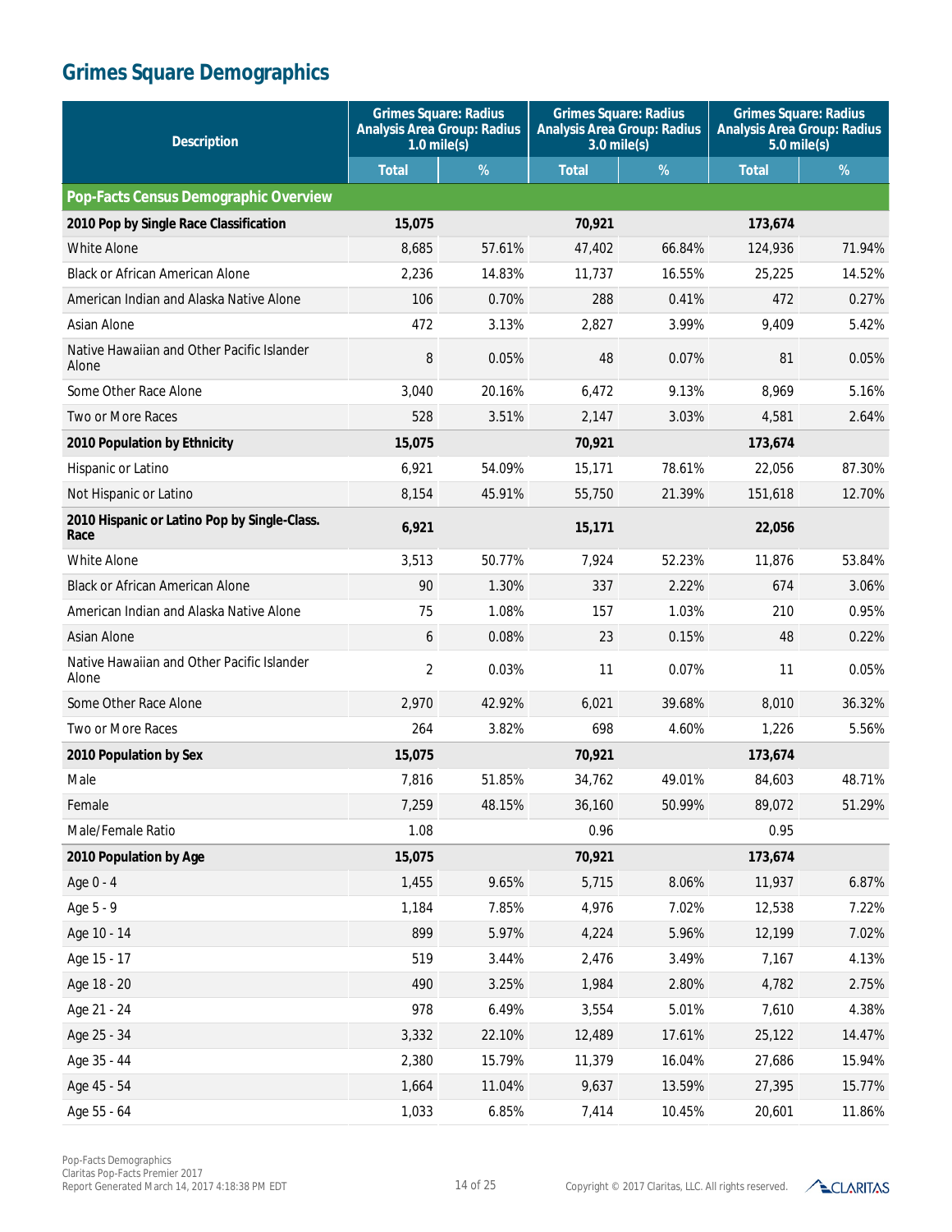## Grimes Square Demographics

| Description | Grimes Square: Radius Analysis Area Group: Radius 1.0 mile(s) | | Grimes Square: Radius Analysis Area Group: Radius 3.0 mile(s) | | Grimes Square: Radius Analysis Area Group: Radius 5.0 mile(s) | |
|---|---|---|---|---|---|---|
| | Total | % | Total | % | Total | % |
| **Pop-Facts Census Demographic Overview** | | | | | | |
| **2010 Pop by Single Race Classification** | **15,075** | | **70,921** | | **173,674** | |
| White Alone | 8,685 | 57.61% | 47,402 | 66.84% | 124,936 | 71.94% |
| Black or African American Alone | 2,236 | 14.83% | 11,737 | 16.55% | 25,225 | 14.52% |
| American Indian and Alaska Native Alone | 106 | 0.70% | 288 | 0.41% | 472 | 0.27% |
| Asian Alone | 472 | 3.13% | 2,827 | 3.99% | 9,409 | 5.42% |
| Native Hawaiian and Other Pacific Islander Alone | 8 | 0.05% | 48 | 0.07% | 81 | 0.05% |
| Some Other Race Alone | 3,040 | 20.16% | 6,472 | 9.13% | 8,969 | 5.16% |
| Two or More Races | 528 | 3.51% | 2,147 | 3.03% | 4,581 | 2.64% |
| **2010 Population by Ethnicity** | **15,075** | | **70,921** | | **173,674** | |
| Hispanic or Latino | 6,921 | 54.09% | 15,171 | 78.61% | 22,056 | 87.30% |
| Not Hispanic or Latino | 8,154 | 45.91% | 55,750 | 21.39% | 151,618 | 12.70% |
| **2010 Hispanic or Latino Pop by Single-Class. Race** | **6,921** | | **15,171** | | **22,056** | |
| White Alone | 3,513 | 50.77% | 7,924 | 52.23% | 11,876 | 53.84% |
| Black or African American Alone | 90 | 1.30% | 337 | 2.22% | 674 | 3.06% |
| American Indian and Alaska Native Alone | 75 | 1.08% | 157 | 1.03% | 210 | 0.95% |
| Asian Alone | 6 | 0.08% | 23 | 0.15% | 48 | 0.22% |
| Native Hawaiian and Other Pacific Islander Alone | 2 | 0.03% | 11 | 0.07% | 11 | 0.05% |
| Some Other Race Alone | 2,970 | 42.92% | 6,021 | 39.68% | 8,010 | 36.32% |
| Two or More Races | 264 | 3.82% | 698 | 4.60% | 1,226 | 5.56% |
| **2010 Population by Sex** | **15,075** | | **70,921** | | **173,674** | |
| Male | 7,816 | 51.85% | 34,762 | 49.01% | 84,603 | 48.71% |
| Female | 7,259 | 48.15% | 36,160 | 50.99% | 89,072 | 51.29% |
| Male/Female Ratio | 1.08 | | 0.96 | | 0.95 | |
| **2010 Population by Age** | **15,075** | | **70,921** | | **173,674** | |
| Age 0 - 4 | 1,455 | 9.65% | 5,715 | 8.06% | 11,937 | 6.87% |
| Age 5 - 9 | 1,184 | 7.85% | 4,976 | 7.02% | 12,538 | 7.22% |
| Age 10 - 14 | 899 | 5.97% | 4,224 | 5.96% | 12,199 | 7.02% |
| Age 15 - 17 | 519 | 3.44% | 2,476 | 3.49% | 7,167 | 4.13% |
| Age 18 - 20 | 490 | 3.25% | 1,984 | 2.80% | 4,782 | 2.75% |
| Age 21 - 24 | 978 | 6.49% | 3,554 | 5.01% | 7,610 | 4.38% |
| Age 25 - 34 | 3,332 | 22.10% | 12,489 | 17.61% | 25,122 | 14.47% |
| Age 35 - 44 | 2,380 | 15.79% | 11,379 | 16.04% | 27,686 | 15.94% |
| Age 45 - 54 | 1,664 | 11.04% | 9,637 | 13.59% | 27,395 | 15.77% |
| Age 55 - 64 | 1,033 | 6.85% | 7,414 | 10.45% | 20,601 | 11.86% |

Pop-Facts Demographics
Claritas Pop-Facts Premier 2017
Report Generated March 14, 2017 4:18:38 PM EDT

Copyright © 2017 Claritas, LLC. All rights reserved.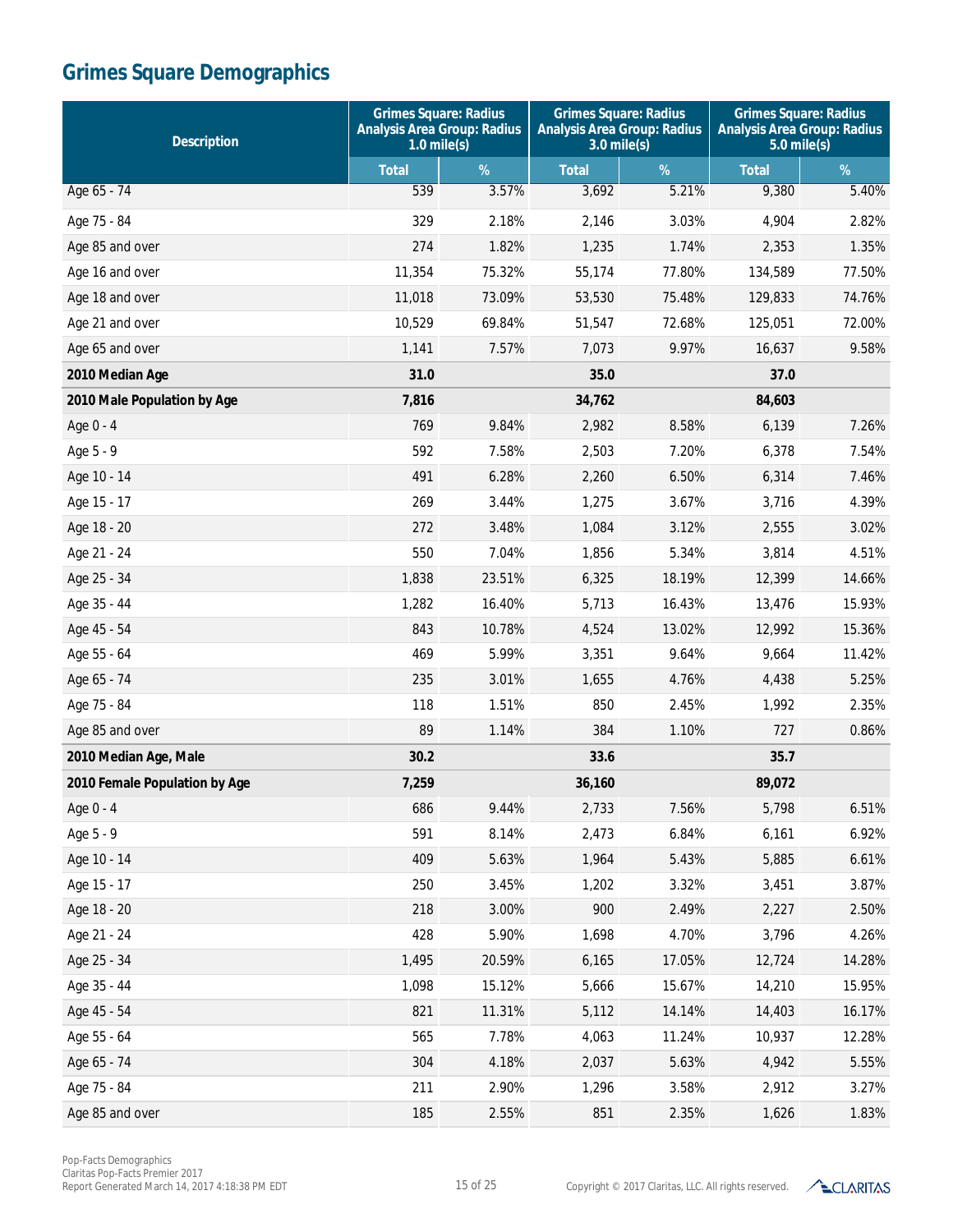# Grimes Square Demographics

| Description | Grimes Square: Radius Analysis Area Group: Radius 1.0 mile(s) | | Grimes Square: Radius Analysis Area Group: Radius 3.0 mile(s) | | Grimes Square: Radius Analysis Area Group: Radius 5.0 mile(s) | |
|---|---|---|---|---|---|---|
| | Total | % | Total | % | Total | % |
| Age 65 - 74 | 539 | 3.57% | 3,692 | 5.21% | 9,380 | 5.40% |
| Age 75 - 84 | 329 | 2.18% | 2,146 | 3.03% | 4,904 | 2.82% |
| Age 85 and over | 274 | 1.82% | 1,235 | 1.74% | 2,353 | 1.35% |
| Age 16 and over | 11,354 | 75.32% | 55,174 | 77.80% | 134,589 | 77.50% |
| Age 18 and over | 11,018 | 73.09% | 53,530 | 75.48% | 129,833 | 74.76% |
| Age 21 and over | 10,529 | 69.84% | 51,547 | 72.68% | 125,051 | 72.00% |
| Age 65 and over | 1,141 | 7.57% | 7,073 | 9.97% | 16,637 | 9.58% |
| **2010 Median Age** | **31.0** | | **35.0** | | **37.0** | |
| **2010 Male Population by Age** | **7,816** | | **34,762** | | **84,603** | |
| Age 0 - 4 | 769 | 9.84% | 2,982 | 8.58% | 6,139 | 7.26% |
| Age 5 - 9 | 592 | 7.58% | 2,503 | 7.20% | 6,378 | 7.54% |
| Age 10 - 14 | 491 | 6.28% | 2,260 | 6.50% | 6,314 | 7.46% |
| Age 15 - 17 | 269 | 3.44% | 1,275 | 3.67% | 3,716 | 4.39% |
| Age 18 - 20 | 272 | 3.48% | 1,084 | 3.12% | 2,555 | 3.02% |
| Age 21 - 24 | 550 | 7.04% | 1,856 | 5.34% | 3,814 | 4.51% |
| Age 25 - 34 | 1,838 | 23.51% | 6,325 | 18.19% | 12,399 | 14.66% |
| Age 35 - 44 | 1,282 | 16.40% | 5,713 | 16.43% | 13,476 | 15.93% |
| Age 45 - 54 | 843 | 10.78% | 4,524 | 13.02% | 12,992 | 15.36% |
| Age 55 - 64 | 469 | 5.99% | 3,351 | 9.64% | 9,664 | 11.42% |
| Age 65 - 74 | 235 | 3.01% | 1,655 | 4.76% | 4,438 | 5.25% |
| Age 75 - 84 | 118 | 1.51% | 850 | 2.45% | 1,992 | 2.35% |
| Age 85 and over | 89 | 1.14% | 384 | 1.10% | 727 | 0.86% |
| **2010 Median Age, Male** | **30.2** | | **33.6** | | **35.7** | |
| **2010 Female Population by Age** | **7,259** | | **36,160** | | **89,072** | |
| Age 0 - 4 | 686 | 9.44% | 2,733 | 7.56% | 5,798 | 6.51% |
| Age 5 - 9 | 591 | 8.14% | 2,473 | 6.84% | 6,161 | 6.92% |
| Age 10 - 14 | 409 | 5.63% | 1,964 | 5.43% | 5,885 | 6.61% |
| Age 15 - 17 | 250 | 3.45% | 1,202 | 3.32% | 3,451 | 3.87% |
| Age 18 - 20 | 218 | 3.00% | 900 | 2.49% | 2,227 | 2.50% |
| Age 21 - 24 | 428 | 5.90% | 1,698 | 4.70% | 3,796 | 4.26% |
| Age 25 - 34 | 1,495 | 20.59% | 6,165 | 17.05% | 12,724 | 14.28% |
| Age 35 - 44 | 1,098 | 15.12% | 5,666 | 15.67% | 14,210 | 15.95% |
| Age 45 - 54 | 821 | 11.31% | 5,112 | 14.14% | 14,403 | 16.17% |
| Age 55 - 64 | 565 | 7.78% | 4,063 | 11.24% | 10,937 | 12.28% |
| Age 65 - 74 | 304 | 4.18% | 2,037 | 5.63% | 4,942 | 5.55% |
| Age 75 - 84 | 211 | 2.90% | 1,296 | 3.58% | 2,912 | 3.27% |
| Age 85 and over | 185 | 2.55% | 851 | 2.35% | 1,626 | 1.83% |

Pop-Facts Demographics
Claritas Pop-Facts Premier 2017
Report Generated March 14, 2017 4:18:38 PM EDT

Copyright © 2017 Claritas, LLC. All rights reserved.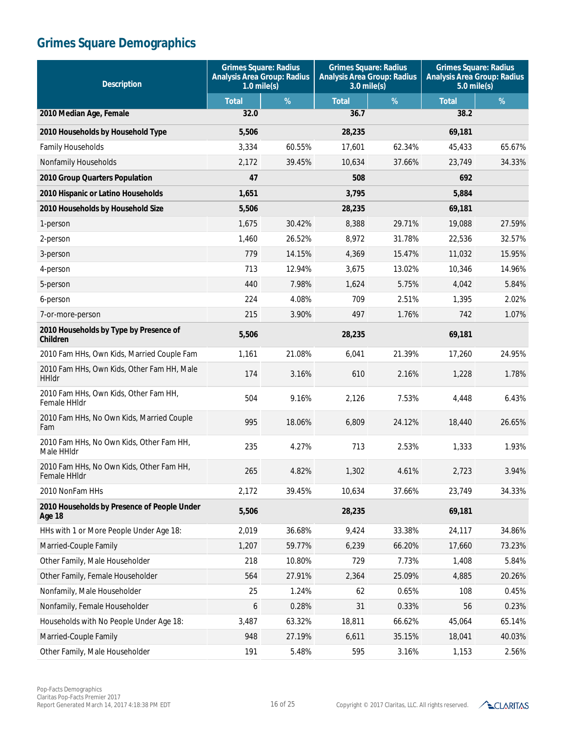# Grimes Square Demographics

| Description | Grimes Square: Radius Analysis Area Group: Radius 1.0 mile(s) | | Grimes Square: Radius Analysis Area Group: Radius 3.0 mile(s) | | Grimes Square: Radius Analysis Area Group: Radius 5.0 mile(s) | |
|---|---|---|---|---|---|---|
| | Total | % | Total | % | Total | % |
| **2010 Median Age, Female** | **32.0** | | **36.7** | | **38.2** | |
| **2010 Households by Household Type** | **5,506** | | **28,235** | | **69,181** | |
| Family Households | 3,334 | 60.55% | 17,601 | 62.34% | 45,433 | 65.67% |
| Nonfamily Households | 2,172 | 39.45% | 10,634 | 37.66% | 23,749 | 34.33% |
| **2010 Group Quarters Population** | **47** | | **508** | | **692** | |
| **2010 Hispanic or Latino Households** | **1,651** | | **3,795** | | **5,884** | |
| **2010 Households by Household Size** | **5,506** | | **28,235** | | **69,181** | |
| 1-person | 1,675 | 30.42% | 8,388 | 29.71% | 19,088 | 27.59% |
| 2-person | 1,460 | 26.52% | 8,972 | 31.78% | 22,536 | 32.57% |
| 3-person | 779 | 14.15% | 4,369 | 15.47% | 11,032 | 15.95% |
| 4-person | 713 | 12.94% | 3,675 | 13.02% | 10,346 | 14.96% |
| 5-person | 440 | 7.98% | 1,624 | 5.75% | 4,042 | 5.84% |
| 6-person | 224 | 4.08% | 709 | 2.51% | 1,395 | 2.02% |
| 7-or-more-person | 215 | 3.90% | 497 | 1.76% | 742 | 1.07% |
| **2010 Households by Type by Presence of Children** | **5,506** | | **28,235** | | **69,181** | |
| 2010 Fam HHs, Own Kids, Married Couple Fam | 1,161 | 21.08% | 6,041 | 21.39% | 17,260 | 24.95% |
| 2010 Fam HHs, Own Kids, Other Fam HH, Male HHldr | 174 | 3.16% | 610 | 2.16% | 1,228 | 1.78% |
| 2010 Fam HHs, Own Kids, Other Fam HH, Female HHldr | 504 | 9.16% | 2,126 | 7.53% | 4,448 | 6.43% |
| 2010 Fam HHs, No Own Kids, Married Couple Fam | 995 | 18.06% | 6,809 | 24.12% | 18,440 | 26.65% |
| 2010 Fam HHs, No Own Kids, Other Fam HH, Male HHldr | 235 | 4.27% | 713 | 2.53% | 1,333 | 1.93% |
| 2010 Fam HHs, No Own Kids, Other Fam HH, Female HHldr | 265 | 4.82% | 1,302 | 4.61% | 2,723 | 3.94% |
| 2010 NonFam HHs | 2,172 | 39.45% | 10,634 | 37.66% | 23,749 | 34.33% |
| **2010 Households by Presence of People Under Age 18** | **5,506** | | **28,235** | | **69,181** | |
| HHs with 1 or More People Under Age 18: | 2,019 | 36.68% | 9,424 | 33.38% | 24,117 | 34.86% |
| Married-Couple Family | 1,207 | 59.77% | 6,239 | 66.20% | 17,660 | 73.23% |
| Other Family, Male Householder | 218 | 10.80% | 729 | 7.73% | 1,408 | 5.84% |
| Other Family, Female Householder | 564 | 27.91% | 2,364 | 25.09% | 4,885 | 20.26% |
| Nonfamily, Male Householder | 25 | 1.24% | 62 | 0.65% | 108 | 0.45% |
| Nonfamily, Female Householder | 6 | 0.28% | 31 | 0.33% | 56 | 0.23% |
| Households with No People Under Age 18: | 3,487 | 63.32% | 18,811 | 66.62% | 45,064 | 65.14% |
| Married-Couple Family | 948 | 27.19% | 6,611 | 35.15% | 18,041 | 40.03% |
| Other Family, Male Householder | 191 | 5.48% | 595 | 3.16% | 1,153 | 2.56% |

Pop-Facts Demographics
Claritas Pop-Facts Premier 2017
Report Generated March 14, 2017 4:18:38 PM EDT

Copyright © 2017 Claritas, LLC. All rights reserved.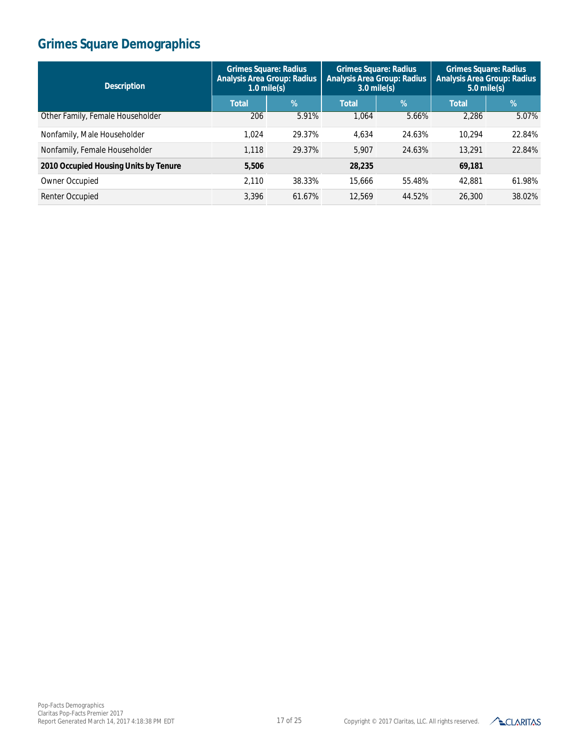# Grimes Square Demographics

| Description | Grimes Square: Radius Analysis Area Group: Radius 1.0 mile(s) | | Grimes Square: Radius Analysis Area Group: Radius 3.0 mile(s) | | Grimes Square: Radius Analysis Area Group: Radius 5.0 mile(s) | |
|---|---|---|---|---|---|---|
| | Total | % | Total | % | Total | % |
| Other Family, Female Householder | 206 | 5.91% | 1,064 | 5.66% | 2,286 | 5.07% |
| Nonfamily, Male Householder | 1,024 | 29.37% | 4,634 | 24.63% | 10,294 | 22.84% |
| Nonfamily, Female Householder | 1,118 | 29.37% | 5,907 | 24.63% | 13,291 | 22.84% |
| **2010 Occupied Housing Units by Tenure** | **5,506** | | **28,235** | | **69,181** | |
| Owner Occupied | 2,110 | 38.33% | 15,666 | 55.48% | 42,881 | 61.98% |
| Renter Occupied | 3,396 | 61.67% | 12,569 | 44.52% | 26,300 | 38.02% |

Pop-Facts Demographics
Claritas Pop-Facts Premier 2017
Report Generated March 14, 2017 4:18:38 PM EDT

Copyright © 2017 Claritas, LLC. All rights reserved.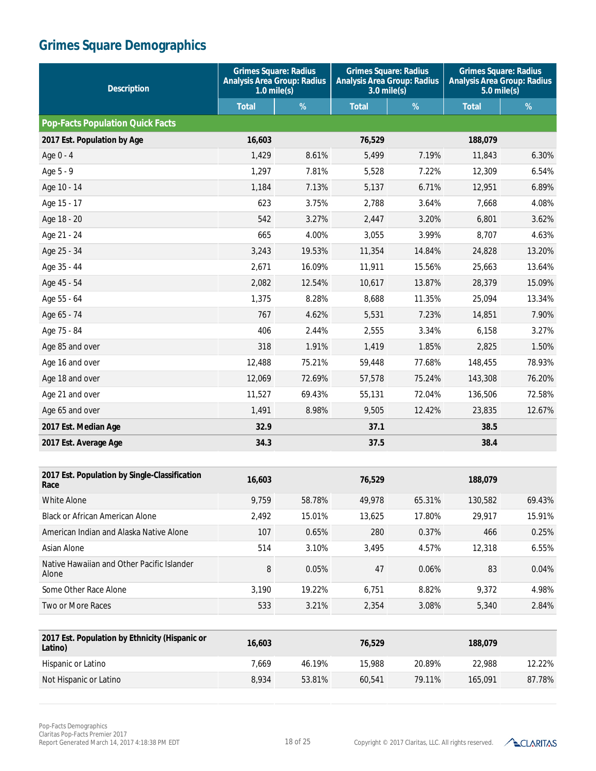# Grimes Square Demographics

| Description | Grimes Square: Radius Analysis Area Group: Radius 1.0 mile(s) | | Grimes Square: Radius Analysis Area Group: Radius 3.0 mile(s) | | Grimes Square: Radius Analysis Area Group: Radius 5.0 mile(s) | |
|---|---|---|---|---|---|---|
| | Total | % | Total | % | Total | % |
| **Pop-Facts Population Quick Facts** | | | | | | |
| **2017 Est. Population by Age** | **16,603** | | **76,529** | | **188,079** | |
| Age 0 - 4 | 1,429 | 8.61% | 5,499 | 7.19% | 11,843 | 6.30% |
| Age 5 - 9 | 1,297 | 7.81% | 5,528 | 7.22% | 12,309 | 6.54% |
| Age 10 - 14 | 1,184 | 7.13% | 5,137 | 6.71% | 12,951 | 6.89% |
| Age 15 - 17 | 623 | 3.75% | 2,788 | 3.64% | 7,668 | 4.08% |
| Age 18 - 20 | 542 | 3.27% | 2,447 | 3.20% | 6,801 | 3.62% |
| Age 21 - 24 | 665 | 4.00% | 3,055 | 3.99% | 8,707 | 4.63% |
| Age 25 - 34 | 3,243 | 19.53% | 11,354 | 14.84% | 24,828 | 13.20% |
| Age 35 - 44 | 2,671 | 16.09% | 11,911 | 15.56% | 25,663 | 13.64% |
| Age 45 - 54 | 2,082 | 12.54% | 10,617 | 13.87% | 28,379 | 15.09% |
| Age 55 - 64 | 1,375 | 8.28% | 8,688 | 11.35% | 25,094 | 13.34% |
| Age 65 - 74 | 767 | 4.62% | 5,531 | 7.23% | 14,851 | 7.90% |
| Age 75 - 84 | 406 | 2.44% | 2,555 | 3.34% | 6,158 | 3.27% |
| Age 85 and over | 318 | 1.91% | 1,419 | 1.85% | 2,825 | 1.50% |
| Age 16 and over | 12,488 | 75.21% | 59,448 | 77.68% | 148,455 | 78.93% |
| Age 18 and over | 12,069 | 72.69% | 57,578 | 75.24% | 143,308 | 76.20% |
| Age 21 and over | 11,527 | 69.43% | 55,131 | 72.04% | 136,506 | 72.58% |
| Age 65 and over | 1,491 | 8.98% | 9,505 | 12.42% | 23,835 | 12.67% |
| **2017 Est. Median Age** | **32.9** | | **37.1** | | **38.5** | |
| **2017 Est. Average Age** | **34.3** | | **37.5** | | **38.4** | |
| **2017 Est. Population by Single-Classification Race** | **16,603** | | **76,529** | | **188,079** | |
| White Alone | 9,759 | 58.78% | 49,978 | 65.31% | 130,582 | 69.43% |
| Black or African American Alone | 2,492 | 15.01% | 13,625 | 17.80% | 29,917 | 15.91% |
| American Indian and Alaska Native Alone | 107 | 0.65% | 280 | 0.37% | 466 | 0.25% |
| Asian Alone | 514 | 3.10% | 3,495 | 4.57% | 12,318 | 6.55% |
| Native Hawaiian and Other Pacific Islander Alone | 8 | 0.05% | 47 | 0.06% | 83 | 0.04% |
| Some Other Race Alone | 3,190 | 19.22% | 6,751 | 8.82% | 9,372 | 4.98% |
| Two or More Races | 533 | 3.21% | 2,354 | 3.08% | 5,340 | 2.84% |
| **2017 Est. Population by Ethnicity (Hispanic or Latino)** | **16,603** | | **76,529** | | **188,079** | |
| Hispanic or Latino | 7,669 | 46.19% | 15,988 | 20.89% | 22,988 | 12.22% |
| Not Hispanic or Latino | 8,934 | 53.81% | 60,541 | 79.11% | 165,091 | 87.78% |

Pop-Facts Demographics
Claritas Pop-Facts Premier 2017
Report Generated March 14, 2017 4:18:38 PM EDT

Copyright © 2017 Claritas, LLC. All rights reserved.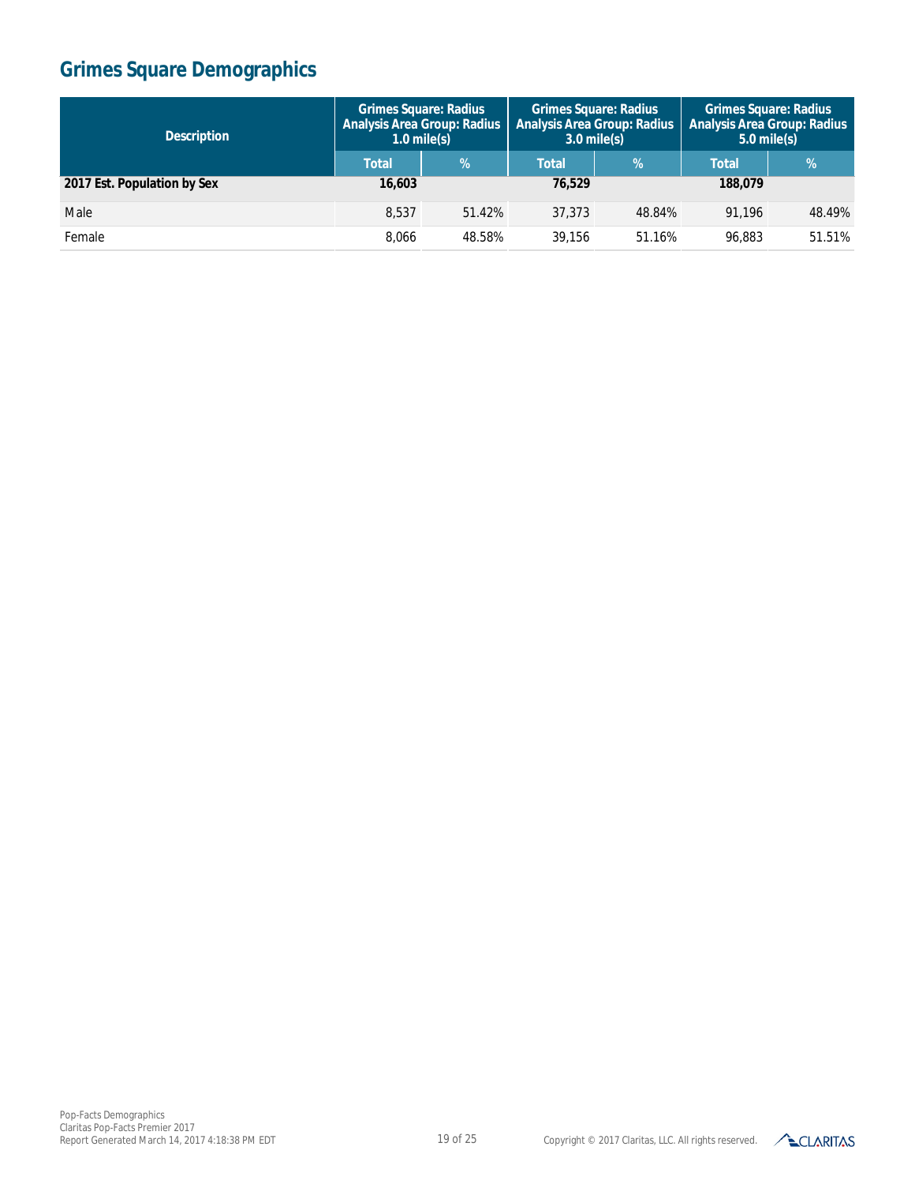# Grimes Square Demographics

| Description | Grimes Square: Radius Analysis Area Group: Radius 1.0 mile(s) | | Grimes Square: Radius Analysis Area Group: Radius 3.0 mile(s) | | Grimes Square: Radius Analysis Area Group: Radius 5.0 mile(s) | |
|---|---|---|---|---|---|---|
| | Total | % | Total | % | Total | % |
| **2017 Est. Population by Sex** | **16,603** | | **76,529** | | **188,079** | |
| Male | 8,537 | 51.42% | 37,373 | 48.84% | 91,196 | 48.49% |
| Female | 8,066 | 48.58% | 39,156 | 51.16% | 96,883 | 51.51% |

Pop-Facts Demographics
Claritas Pop-Facts Premier 2017
Report Generated March 14, 2017 4:18:38 PM EDT

Copyright © 2017 Claritas, LLC. All rights reserved.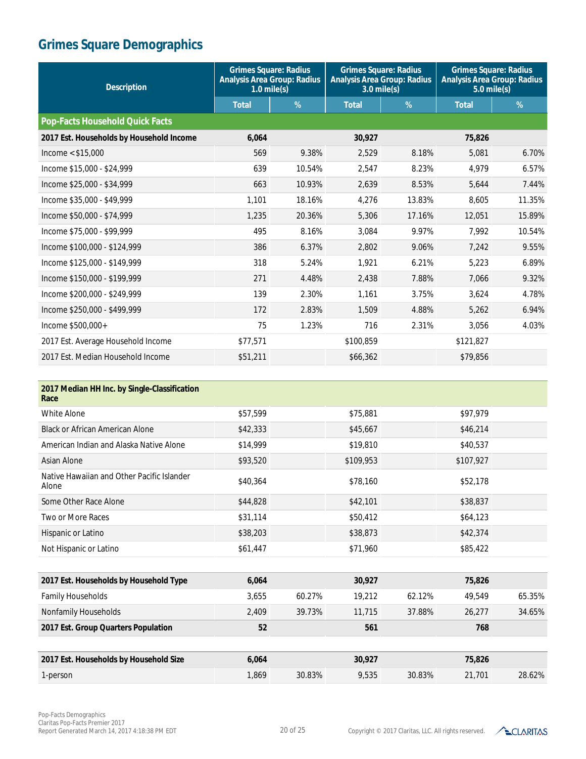# Grimes Square Demographics

| Description | Grimes Square: Radius Analysis Area Group: Radius 1.0 mile(s) | | Grimes Square: Radius Analysis Area Group: Radius 3.0 mile(s) | | Grimes Square: Radius Analysis Area Group: Radius 5.0 mile(s) | |
|---|---|---|---|---|---|---|
| | Total | % | Total | % | Total | % |
| **Pop-Facts Household Quick Facts** | | | | | | |
| **2017 Est. Households by Household Income** | **6,064** | | **30,927** | | **75,826** | |
| Income < $15,000 | 569 | 9.38% | 2,529 | 8.18% | 5,081 | 6.70% |
| Income $15,000 - $24,999 | 639 | 10.54% | 2,547 | 8.23% | 4,979 | 6.57% |
| Income $25,000 - $34,999 | 663 | 10.93% | 2,639 | 8.53% | 5,644 | 7.44% |
| Income $35,000 - $49,999 | 1,101 | 18.16% | 4,276 | 13.83% | 8,605 | 11.35% |
| Income $50,000 - $74,999 | 1,235 | 20.36% | 5,306 | 17.16% | 12,051 | 15.89% |
| Income $75,000 - $99,999 | 495 | 8.16% | 3,084 | 9.97% | 7,992 | 10.54% |
| Income $100,000 - $124,999 | 386 | 6.37% | 2,802 | 9.06% | 7,242 | 9.55% |
| Income $125,000 - $149,999 | 318 | 5.24% | 1,921 | 6.21% | 5,223 | 6.89% |
| Income $150,000 - $199,999 | 271 | 4.48% | 2,438 | 7.88% | 7,066 | 9.32% |
| Income $200,000 - $249,999 | 139 | 2.30% | 1,161 | 3.75% | 3,624 | 4.78% |
| Income $250,000 - $499,999 | 172 | 2.83% | 1,509 | 4.88% | 5,262 | 6.94% |
| Income $500,000+ | 75 | 1.23% | 716 | 2.31% | 3,056 | 4.03% |
| 2017 Est. Average Household Income | $77,571 | | $100,859 | | $121,827 | |
| 2017 Est. Median Household Income | $51,211 | | $66,362 | | $79,856 | |
| **2017 Median HH Inc. by Single-Classification Race** | | | | | | |
| White Alone | $57,599 | | $75,881 | | $97,979 | |
| Black or African American Alone | $42,333 | | $45,667 | | $46,214 | |
| American Indian and Alaska Native Alone | $14,999 | | $19,810 | | $40,537 | |
| Asian Alone | $93,520 | | $109,953 | | $107,927 | |
| Native Hawaiian and Other Pacific Islander Alone | $40,364 | | $78,160 | | $52,178 | |
| Some Other Race Alone | $44,828 | | $42,101 | | $38,837 | |
| Two or More Races | $31,114 | | $50,412 | | $64,123 | |
| Hispanic or Latino | $38,203 | | $38,873 | | $42,374 | |
| Not Hispanic or Latino | $61,447 | | $71,960 | | $85,422 | |
| **2017 Est. Households by Household Type** | **6,064** | | **30,927** | | **75,826** | |
| Family Households | 3,655 | 60.27% | 19,212 | 62.12% | 49,549 | 65.35% |
| Nonfamily Households | 2,409 | 39.73% | 11,715 | 37.88% | 26,277 | 34.65% |
| **2017 Est. Group Quarters Population** | **52** | | **561** | | **768** | |
| **2017 Est. Households by Household Size** | **6,064** | | **30,927** | | **75,826** | |
| 1-person | 1,869 | 30.83% | 9,535 | 30.83% | 21,701 | 28.62% |

Pop-Facts Demographics
Claritas Pop-Facts Premier 2017
Report Generated March 14, 2017 4:18:38 PM EDT

Copyright © 2017 Claritas, LLC. All rights reserved.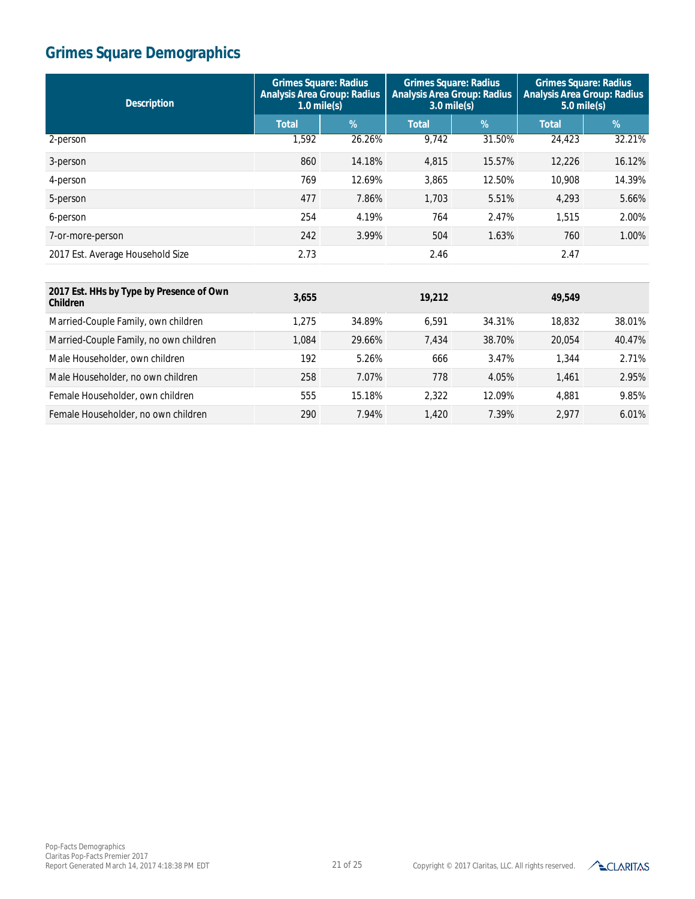# Grimes Square Demographics

| Description | Grimes Square: Radius Analysis Area Group: Radius 1.0 mile(s) | | Grimes Square: Radius Analysis Area Group: Radius 3.0 mile(s) | | Grimes Square: Radius Analysis Area Group: Radius 5.0 mile(s) | |
|---|---|---|---|---|---|---|
| | Total | % | Total | % | Total | % |
| 2-person | 1,592 | 26.26% | 9,742 | 31.50% | 24,423 | 32.21% |
| 3-person | 860 | 14.18% | 4,815 | 15.57% | 12,226 | 16.12% |
| 4-person | 769 | 12.69% | 3,865 | 12.50% | 10,908 | 14.39% |
| 5-person | 477 | 7.86% | 1,703 | 5.51% | 4,293 | 5.66% |
| 6-person | 254 | 4.19% | 764 | 2.47% | 1,515 | 2.00% |
| 7-or-more-person | 242 | 3.99% | 504 | 1.63% | 760 | 1.00% |
| 2017 Est. Average Household Size | 2.73 | | 2.46 | | 2.47 | |
| **2017 Est. HHs by Type by Presence of Own Children** | **3,655** | | **19,212** | | **49,549** | |
| Married-Couple Family, own children | 1,275 | 34.89% | 6,591 | 34.31% | 18,832 | 38.01% |
| Married-Couple Family, no own children | 1,084 | 29.66% | 7,434 | 38.70% | 20,054 | 40.47% |
| Male Householder, own children | 192 | 5.26% | 666 | 3.47% | 1,344 | 2.71% |
| Male Householder, no own children | 258 | 7.07% | 778 | 4.05% | 1,461 | 2.95% |
| Female Householder, own children | 555 | 15.18% | 2,322 | 12.09% | 4,881 | 9.85% |
| Female Householder, no own children | 290 | 7.94% | 1,420 | 7.39% | 2,977 | 6.01% |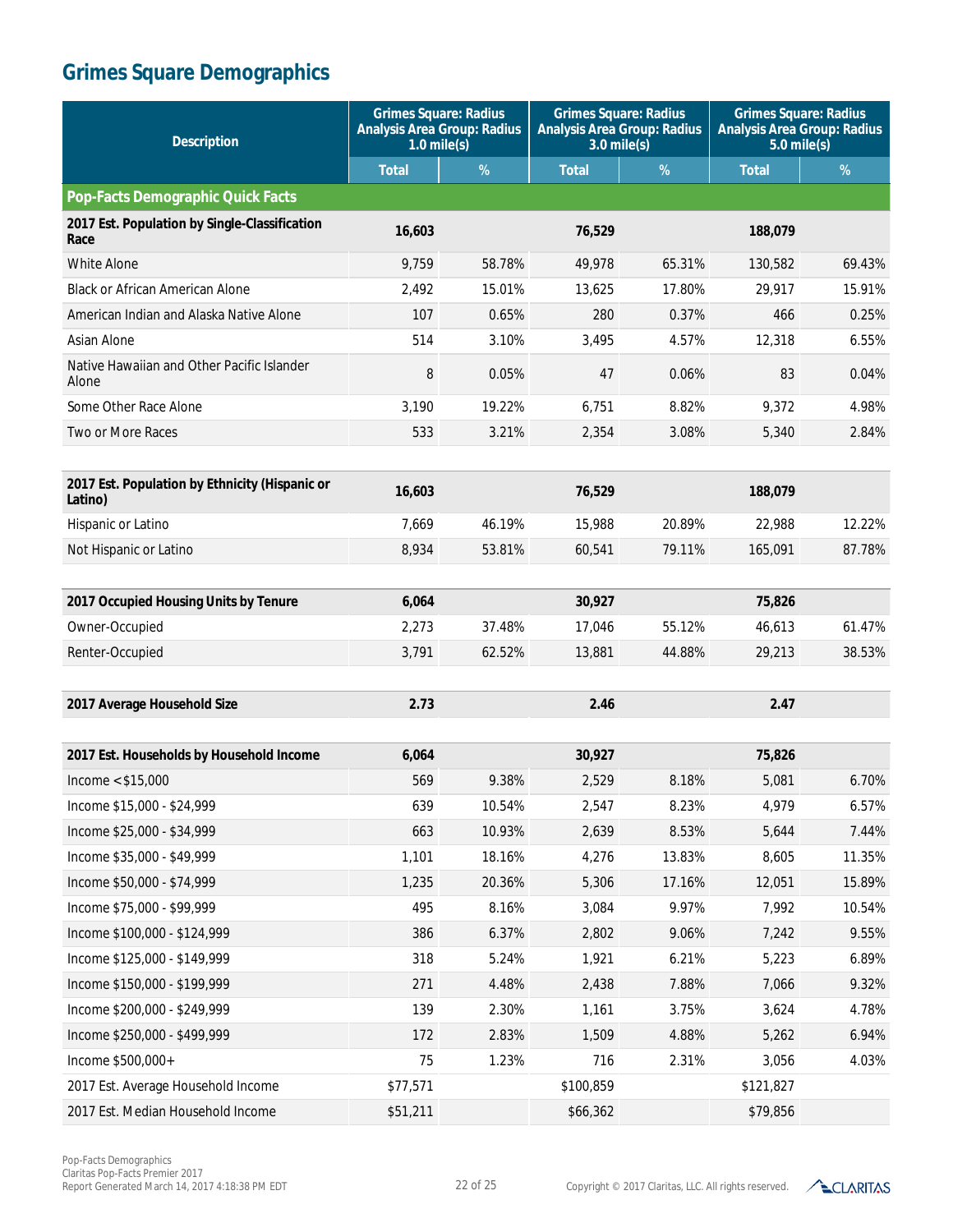# Grimes Square Demographics

| Description | Grimes Square: Radius Analysis Area Group: Radius 1.0 mile(s) | | Grimes Square: Radius Analysis Area Group: Radius 3.0 mile(s) | | Grimes Square: Radius Analysis Area Group: Radius 5.0 mile(s) | |
|---|---|---|---|---|---|---|
| | Total | % | Total | % | Total | % |
| **Pop-Facts Demographic Quick Facts** | | | | | | |
| **2017 Est. Population by Single-Classification Race** | **16,603** | | **76,529** | | **188,079** | |
| White Alone | 9,759 | 58.78% | 49,978 | 65.31% | 130,582 | 69.43% |
| Black or African American Alone | 2,492 | 15.01% | 13,625 | 17.80% | 29,917 | 15.91% |
| American Indian and Alaska Native Alone | 107 | 0.65% | 280 | 0.37% | 466 | 0.25% |
| Asian Alone | 514 | 3.10% | 3,495 | 4.57% | 12,318 | 6.55% |
| Native Hawaiian and Other Pacific Islander Alone | 8 | 0.05% | 47 | 0.06% | 83 | 0.04% |
| Some Other Race Alone | 3,190 | 19.22% | 6,751 | 8.82% | 9,372 | 4.98% |
| Two or More Races | 533 | 3.21% | 2,354 | 3.08% | 5,340 | 2.84% |
| | | | | | | |
| **2017 Est. Population by Ethnicity (Hispanic or Latino)** | **16,603** | | **76,529** | | **188,079** | |
| Hispanic or Latino | 7,669 | 46.19% | 15,988 | 20.89% | 22,988 | 12.22% |
| Not Hispanic or Latino | 8,934 | 53.81% | 60,541 | 79.11% | 165,091 | 87.78% |
| | | | | | | |
| **2017 Occupied Housing Units by Tenure** | **6,064** | | **30,927** | | **75,826** | |
| Owner-Occupied | 2,273 | 37.48% | 17,046 | 55.12% | 46,613 | 61.47% |
| Renter-Occupied | 3,791 | 62.52% | 13,881 | 44.88% | 29,213 | 38.53% |
| | | | | | | |
| **2017 Average Household Size** | **2.73** | | **2.46** | | **2.47** | |
| | | | | | | |
| **2017 Est. Households by Household Income** | **6,064** | | **30,927** | | **75,826** | |
| Income < $15,000 | 569 | 9.38% | 2,529 | 8.18% | 5,081 | 6.70% |
| Income $15,000 - $24,999 | 639 | 10.54% | 2,547 | 8.23% | 4,979 | 6.57% |
| Income $25,000 - $34,999 | 663 | 10.93% | 2,639 | 8.53% | 5,644 | 7.44% |
| Income $35,000 - $49,999 | 1,101 | 18.16% | 4,276 | 13.83% | 8,605 | 11.35% |
| Income $50,000 - $74,999 | 1,235 | 20.36% | 5,306 | 17.16% | 12,051 | 15.89% |
| Income $75,000 - $99,999 | 495 | 8.16% | 3,084 | 9.97% | 7,992 | 10.54% |
| Income $100,000 - $124,999 | 386 | 6.37% | 2,802 | 9.06% | 7,242 | 9.55% |
| Income $125,000 - $149,999 | 318 | 5.24% | 1,921 | 6.21% | 5,223 | 6.89% |
| Income $150,000 - $199,999 | 271 | 4.48% | 2,438 | 7.88% | 7,066 | 9.32% |
| Income $200,000 - $249,999 | 139 | 2.30% | 1,161 | 3.75% | 3,624 | 4.78% |
| Income $250,000 - $499,999 | 172 | 2.83% | 1,509 | 4.88% | 5,262 | 6.94% |
| Income $500,000+ | 75 | 1.23% | 716 | 2.31% | 3,056 | 4.03% |
| 2017 Est. Average Household Income | $77,571 | | $100,859 | | $121,827 | |
| 2017 Est. Median Household Income | $51,211 | | $66,362 | | $79,856 | |

Pop-Facts Demographics
Claritas Pop-Facts Premier 2017
Report Generated March 14, 2017 4:18:38 PM EDT

Copyright © 2017 Claritas, LLC. All rights reserved.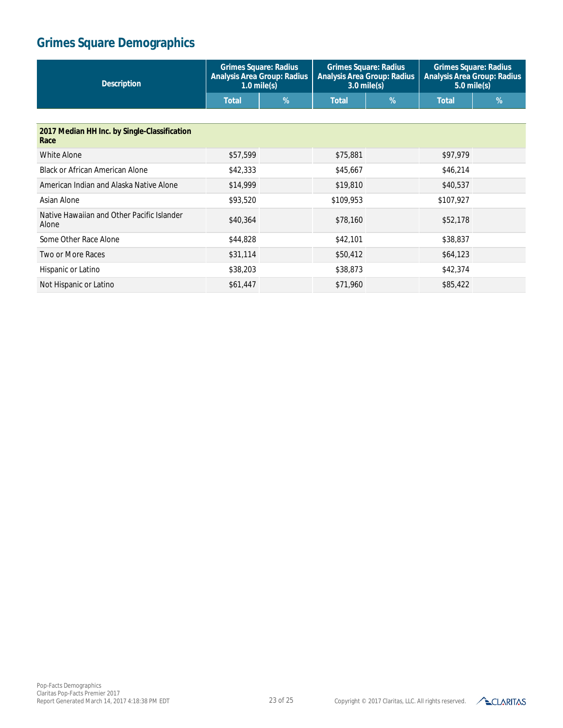# Grimes Square Demographics

| Description | Grimes Square: Radius Analysis Area Group: Radius 1.0 mile(s) | | Grimes Square: Radius Analysis Area Group: Radius 3.0 mile(s) | | Grimes Square: Radius Analysis Area Group: Radius 5.0 mile(s) | |
|---|---|---|---|---|---|---|
| | Total | % | Total | % | Total | % |
| **2017 Median HH Inc. by Single-Classification Race** | | | | | | |
| White Alone | $57,599 | | $75,881 | | $97,979 | |
| Black or African American Alone | $42,333 | | $45,667 | | $46,214 | |
| American Indian and Alaska Native Alone | $14,999 | | $19,810 | | $40,537 | |
| Asian Alone | $93,520 | | $109,953 | | $107,927 | |
| Native Hawaiian and Other Pacific Islander Alone | $40,364 | | $78,160 | | $52,178 | |
| Some Other Race Alone | $44,828 | | $42,101 | | $38,837 | |
| Two or More Races | $31,114 | | $50,412 | | $64,123 | |
| Hispanic or Latino | $38,203 | | $38,873 | | $42,374 | |
| Not Hispanic or Latino | $61,447 | | $71,960 | | $85,422 | |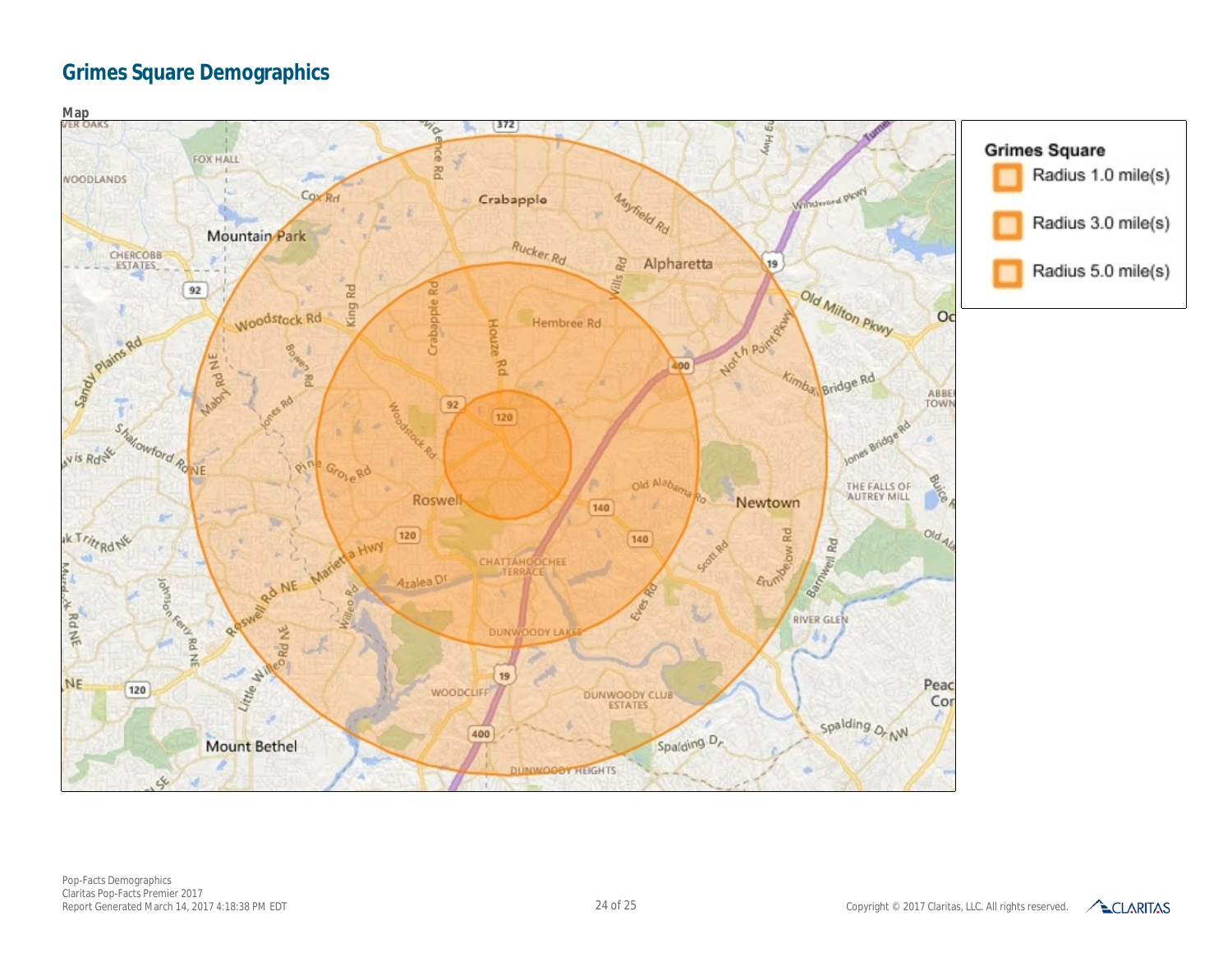# Grimes Square Demographics

Map

**Grimes Square**

- Radius 1.0 mile(s)
- Radius 3.0 mile(s)
- Radius 5.0 mile(s)

Pop-Facts Demographics
Claritas Pop-Facts Premier 2017
Report Generated March 14, 2017 4:18:38 PM EDT

Copyright © 2017 Claritas, LLC. All rights reserved.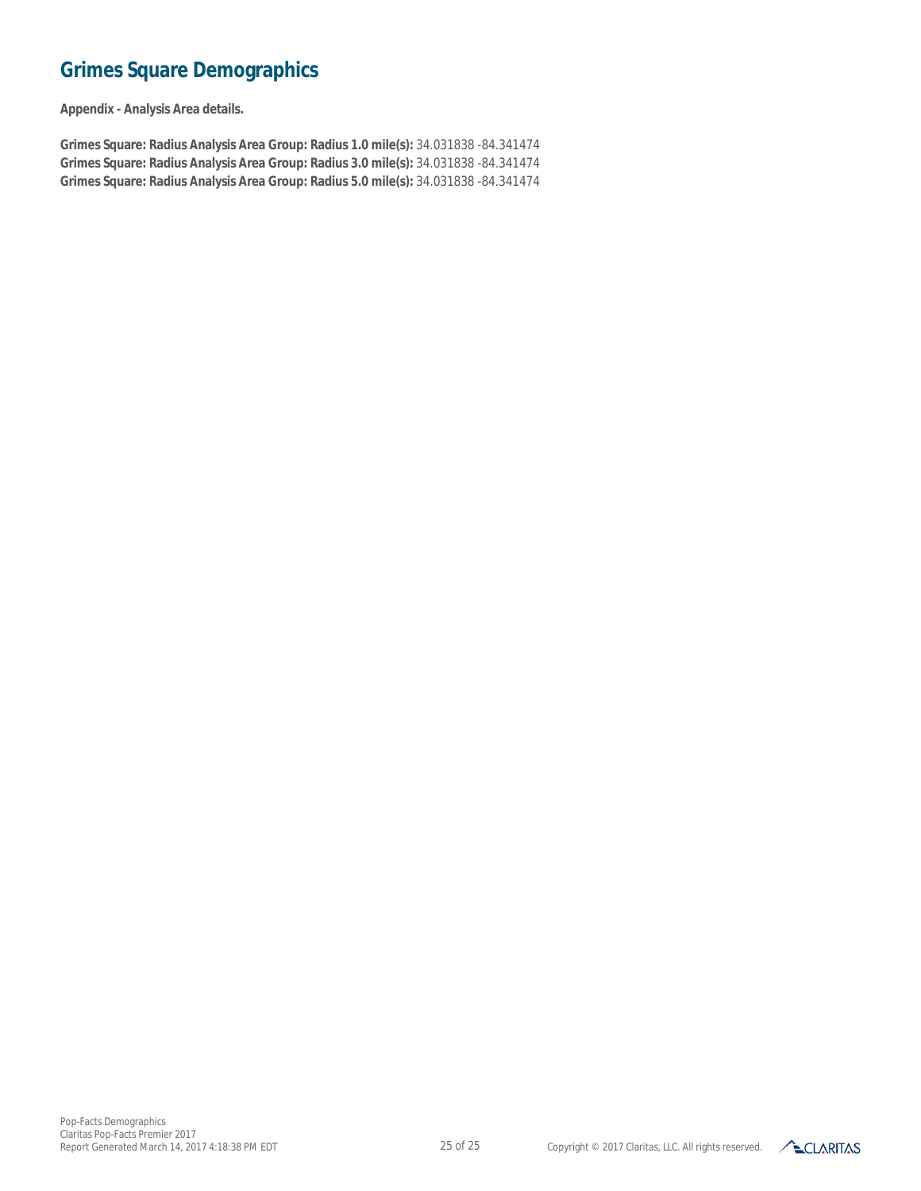# Grimes Square Demographics

**Appendix - Analysis Area details.**

**Grimes Square: Radius Analysis Area Group: Radius 1.0 mile(s):** 34.031838 -84.341474
**Grimes Square: Radius Analysis Area Group: Radius 3.0 mile(s):** 34.031838 -84.341474
**Grimes Square: Radius Analysis Area Group: Radius 5.0 mile(s):** 34.031838 -84.341474